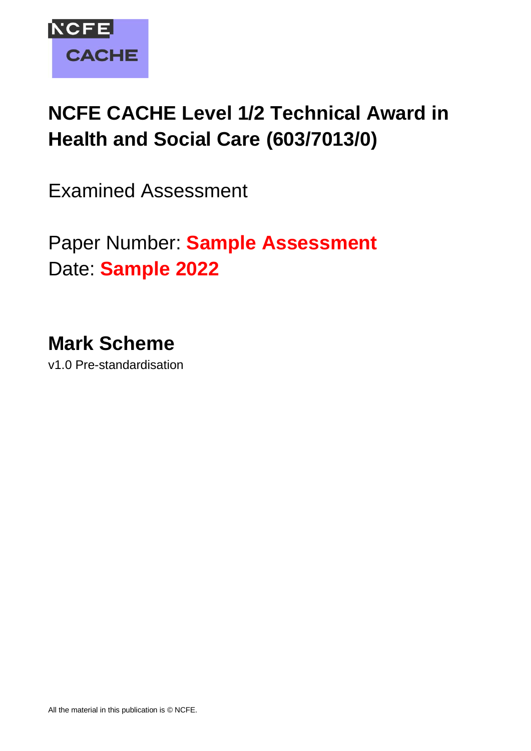NCFE CACHE

# NCFE CACHE Level 1/2 Technical Award in Health and Social Care (603/7013/0)

Examined Assessment

Paper Number: **Sample Assessment**
Date: **Sample 2022**

## Mark Scheme

v1.0 Pre-standardisation

All the material in this publication is © NCFE.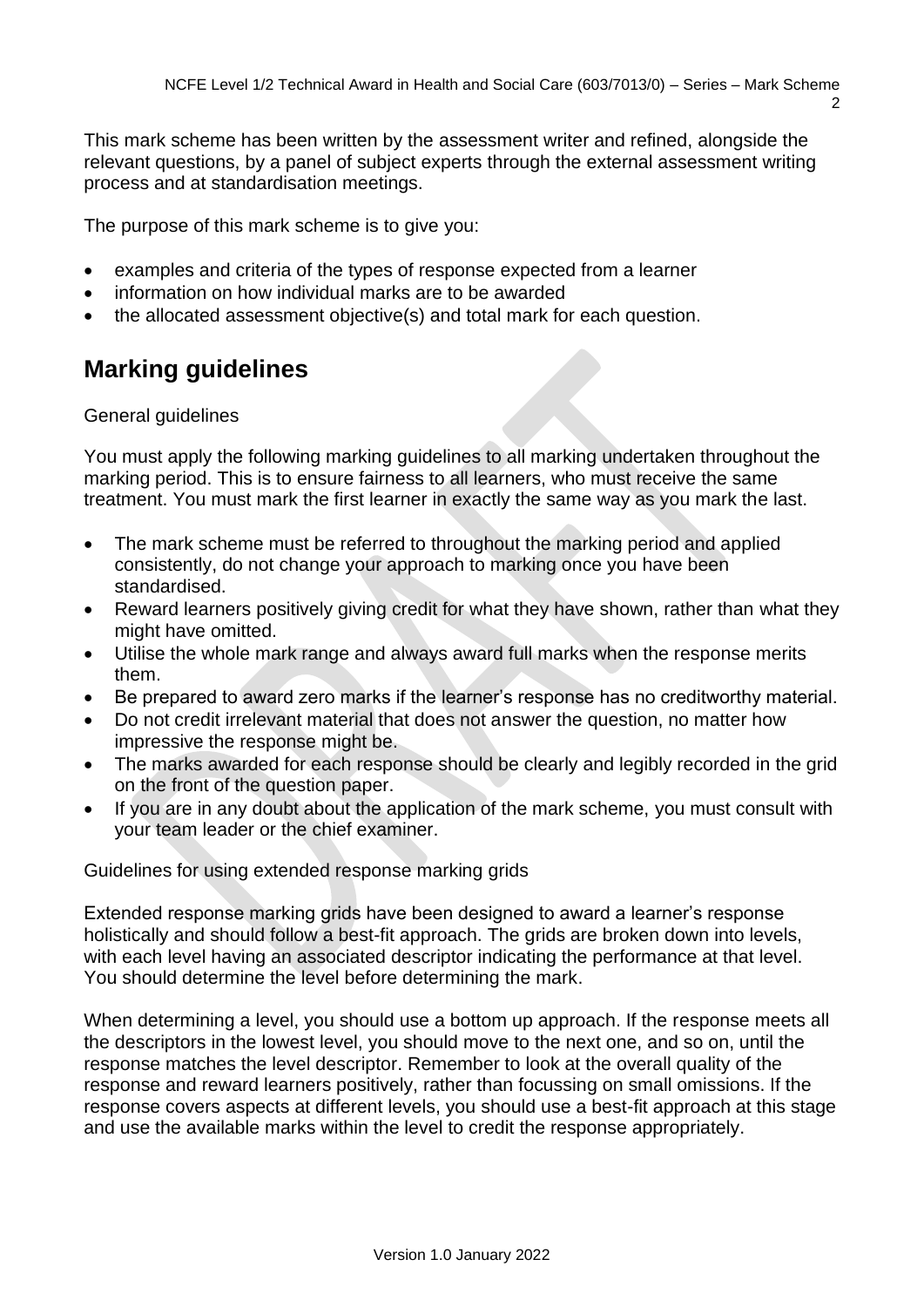This mark scheme has been written by the assessment writer and refined, alongside the relevant questions, by a panel of subject experts through the external assessment writing process and at standardisation meetings.

The purpose of this mark scheme is to give you:

- examples and criteria of the types of response expected from a learner
- information on how individual marks are to be awarded
- the allocated assessment objective(s) and total mark for each question.

## Marking guidelines

General guidelines

You must apply the following marking guidelines to all marking undertaken throughout the marking period. This is to ensure fairness to all learners, who must receive the same treatment. You must mark the first learner in exactly the same way as you mark the last.

- The mark scheme must be referred to throughout the marking period and applied consistently, do not change your approach to marking once you have been standardised.
- Reward learners positively giving credit for what they have shown, rather than what they might have omitted.
- Utilise the whole mark range and always award full marks when the response merits them.
- Be prepared to award zero marks if the learner's response has no creditworthy material.
- Do not credit irrelevant material that does not answer the question, no matter how impressive the response might be.
- The marks awarded for each response should be clearly and legibly recorded in the grid on the front of the question paper.
- If you are in any doubt about the application of the mark scheme, you must consult with your team leader or the chief examiner.

Guidelines for using extended response marking grids

Extended response marking grids have been designed to award a learner's response holistically and should follow a best-fit approach. The grids are broken down into levels, with each level having an associated descriptor indicating the performance at that level. You should determine the level before determining the mark.

When determining a level, you should use a bottom up approach. If the response meets all the descriptors in the lowest level, you should move to the next one, and so on, until the response matches the level descriptor. Remember to look at the overall quality of the response and reward learners positively, rather than focussing on small omissions. If the response covers aspects at different levels, you should use a best-fit approach at this stage and use the available marks within the level to credit the response appropriately.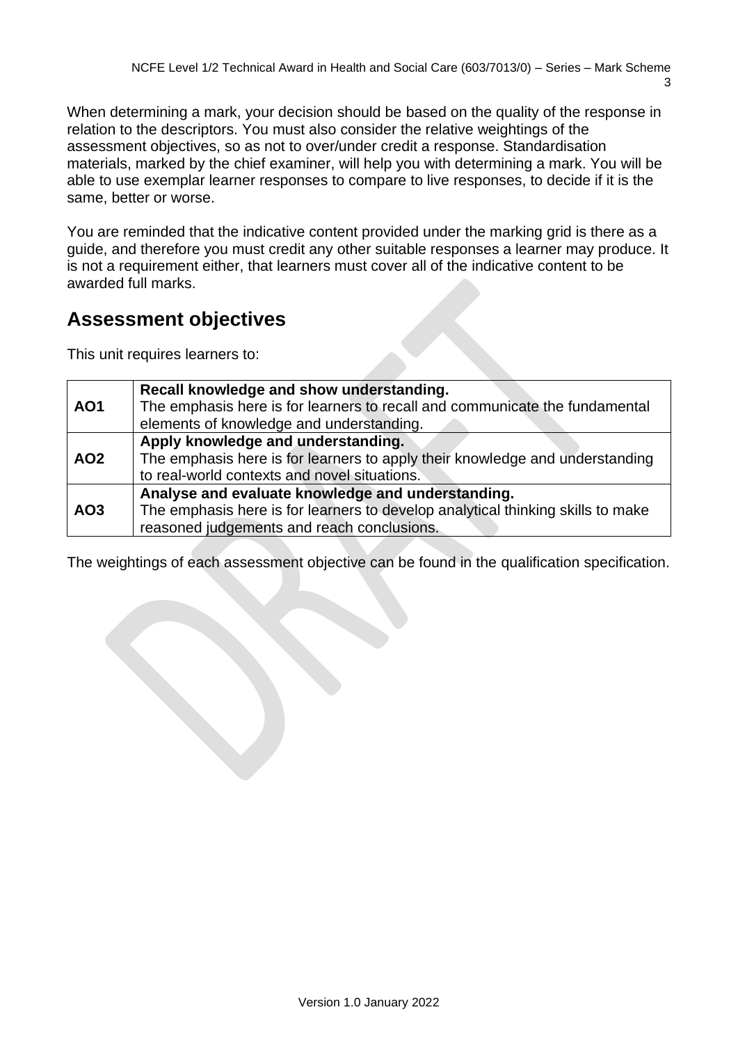When determining a mark, your decision should be based on the quality of the response in relation to the descriptors. You must also consider the relative weightings of the assessment objectives, so as not to over/under credit a response. Standardisation materials, marked by the chief examiner, will help you with determining a mark. You will be able to use exemplar learner responses to compare to live responses, to decide if it is the same, better or worse.

You are reminded that the indicative content provided under the marking grid is there as a guide, and therefore you must credit any other suitable responses a learner may produce. It is not a requirement either, that learners must cover all of the indicative content to be awarded full marks.

## Assessment objectives

This unit requires learners to:

| | |
|---|---|
| **AO1** | **Recall knowledge and show understanding.** The emphasis here is for learners to recall and communicate the fundamental elements of knowledge and understanding. |
| **AO2** | **Apply knowledge and understanding.** The emphasis here is for learners to apply their knowledge and understanding to real-world contexts and novel situations. |
| **AO3** | **Analyse and evaluate knowledge and understanding.** The emphasis here is for learners to develop analytical thinking skills to make reasoned judgements and reach conclusions. |

The weightings of each assessment objective can be found in the qualification specification.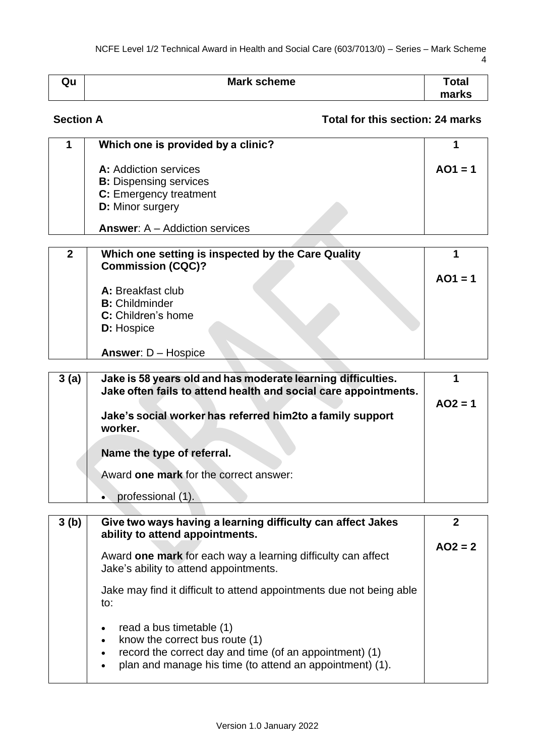| Qu | Mark scheme | Total marks |
|---|---|---|

**Section A** **Total for this section: 24 marks**

| | | |
|---|---|---|
| 1 | **Which one is provided by a clinic?**<br><br>**A:** Addiction services<br>**B:** Dispensing services<br>**C:** Emergency treatment<br>**D:** Minor surgery<br><br>**Answer**: A – Addiction services | **1**<br><br>**AO1 = 1** |

| | | |
|---|---|---|
| 2 | **Which one setting is inspected by the Care Quality Commission (CQC)?**<br><br>**A:** Breakfast club<br>**B:** Childminder<br>**C:** Children's home<br>**D:** Hospice<br><br>**Answer**: D – Hospice | **1**<br><br>**AO1 = 1** |

| | | |
|---|---|---|
| 3 (a) | **Jake is 58 years old and has moderate learning difficulties. Jake often fails to attend health and social care appointments.**<br><br>**Jake's social worker has referred him2to a family support worker.**<br><br>**Name the type of referral.**<br><br>Award **one mark** for the correct answer:<br><br>• professional (1). | **1**<br><br>**AO2 = 1** |

| | | |
|---|---|---|
| 3 (b) | **Give two ways having a learning difficulty can affect Jakes ability to attend appointments.**<br><br>Award **one mark** for each way a learning difficulty can affect Jake's ability to attend appointments.<br><br>Jake may find it difficult to attend appointments due not being able to:<br><br>• read a bus timetable (1)<br>• know the correct bus route (1)<br>• record the correct day and time (of an appointment) (1)<br>• plan and manage his time (to attend an appointment) (1). | **2**<br><br>**AO2 = 2** |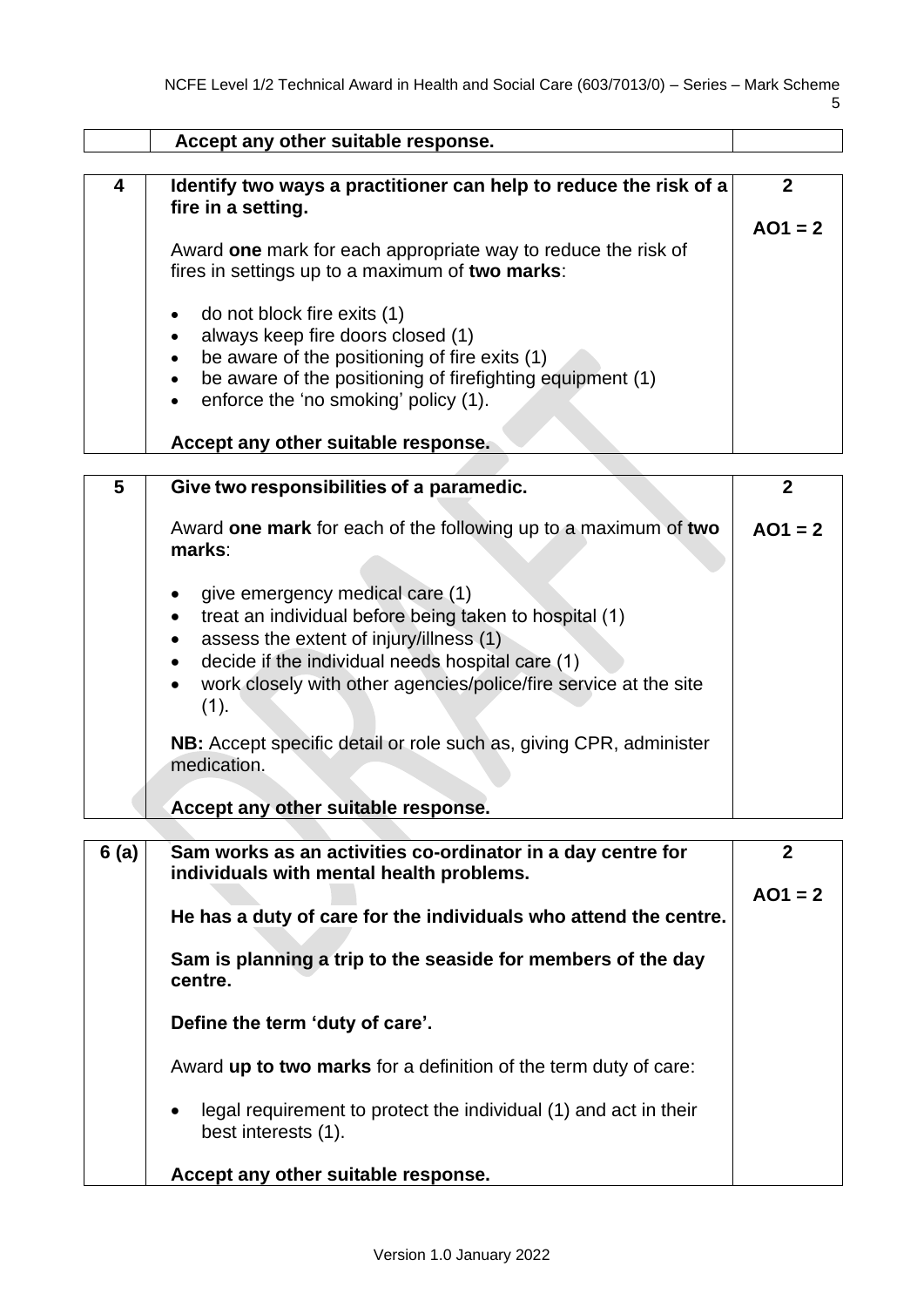| | | |
|---|---|---|
| | **Accept any other suitable response.** | |

| | | |
|---|---|---|
| **4** | **Identify two ways a practitioner can help to reduce the risk of a fire in a setting.**<br><br>Award **one** mark for each appropriate way to reduce the risk of fires in settings up to a maximum of **two marks**:<br><br>• do not block fire exits (1)<br>• always keep fire doors closed (1)<br>• be aware of the positioning of fire exits (1)<br>• be aware of the positioning of firefighting equipment (1)<br>• enforce the 'no smoking' policy (1).<br><br>**Accept any other suitable response.** | **2**<br><br>**AO1 = 2** |

| | | |
|---|---|---|
| **5** | **Give two responsibilities of a paramedic.**<br><br>Award **one mark** for each of the following up to a maximum of **two marks**:<br><br>• give emergency medical care (1)<br>• treat an individual before being taken to hospital (1)<br>• assess the extent of injury/illness (1)<br>• decide if the individual needs hospital care (1)<br>• work closely with other agencies/police/fire service at the site (1).<br><br>**NB:** Accept specific detail or role such as, giving CPR, administer medication.<br><br>**Accept any other suitable response.** | **2**<br><br>**AO1 = 2** |

| | | |
|---|---|---|
| **6 (a)** | **Sam works as an activities co-ordinator in a day centre for individuals with mental health problems.**<br><br>**He has a duty of care for the individuals who attend the centre.**<br><br>**Sam is planning a trip to the seaside for members of the day centre.**<br><br>**Define the term 'duty of care'.**<br><br>Award **up to two marks** for a definition of the term duty of care:<br><br>• legal requirement to protect the individual (1) and act in their best interests (1).<br><br>**Accept any other suitable response.** | **2**<br><br>**AO1 = 2** |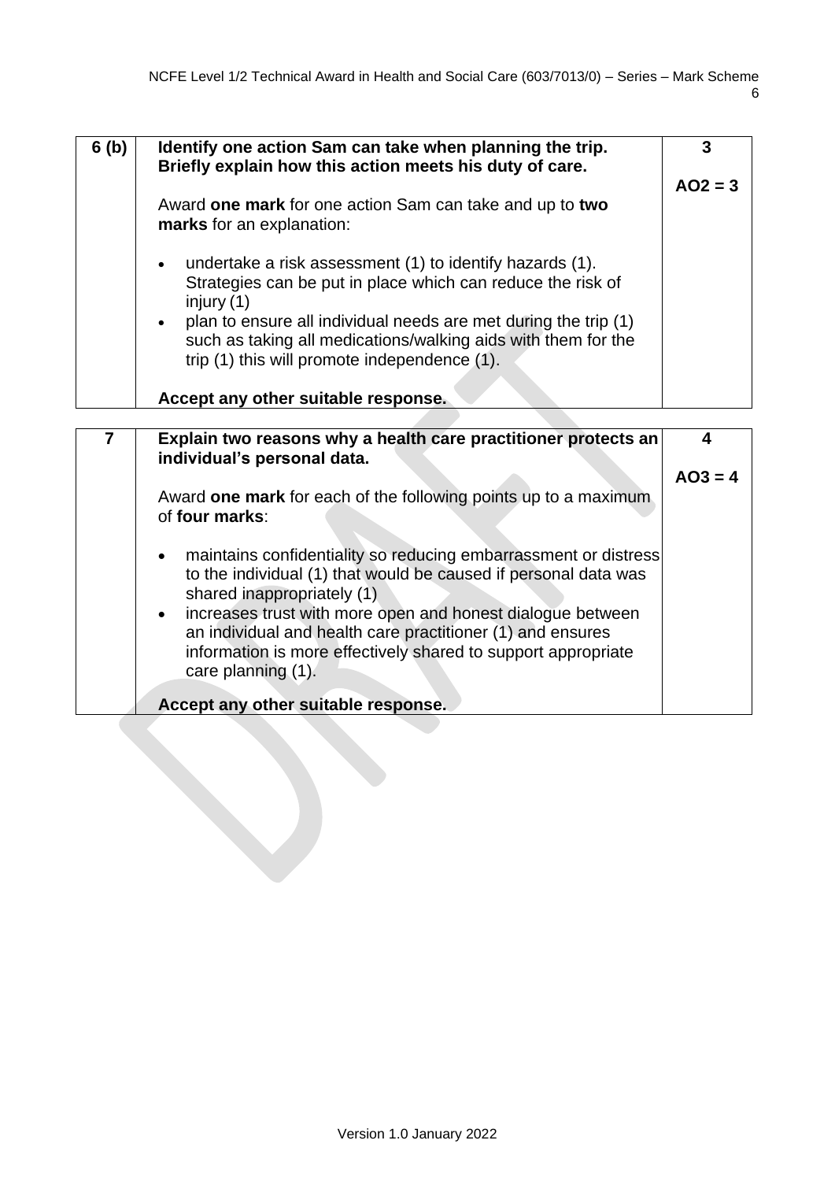| | | |
|---|---|---|
| 6 (b) | **Identify one action Sam can take when planning the trip. Briefly explain how this action meets his duty of care.**<br><br>Award **one mark** for one action Sam can take and up to **two marks** for an explanation:<br><br>• undertake a risk assessment (1) to identify hazards (1). Strategies can be put in place which can reduce the risk of injury (1)<br>• plan to ensure all individual needs are met during the trip (1) such as taking all medications/walking aids with them for the trip (1) this will promote independence (1).<br><br>**Accept any other suitable response.** | **3**<br><br>**AO2 = 3** |

| | | |
|---|---|---|
| 7 | **Explain two reasons why a health care practitioner protects an individual's personal data.**<br><br>Award **one mark** for each of the following points up to a maximum of **four marks**:<br><br>• maintains confidentiality so reducing embarrassment or distress to the individual (1) that would be caused if personal data was shared inappropriately (1)<br>• increases trust with more open and honest dialogue between an individual and health care practitioner (1) and ensures information is more effectively shared to support appropriate care planning (1).<br><br>**Accept any other suitable response.** | **4**<br><br>**AO3 = 4** |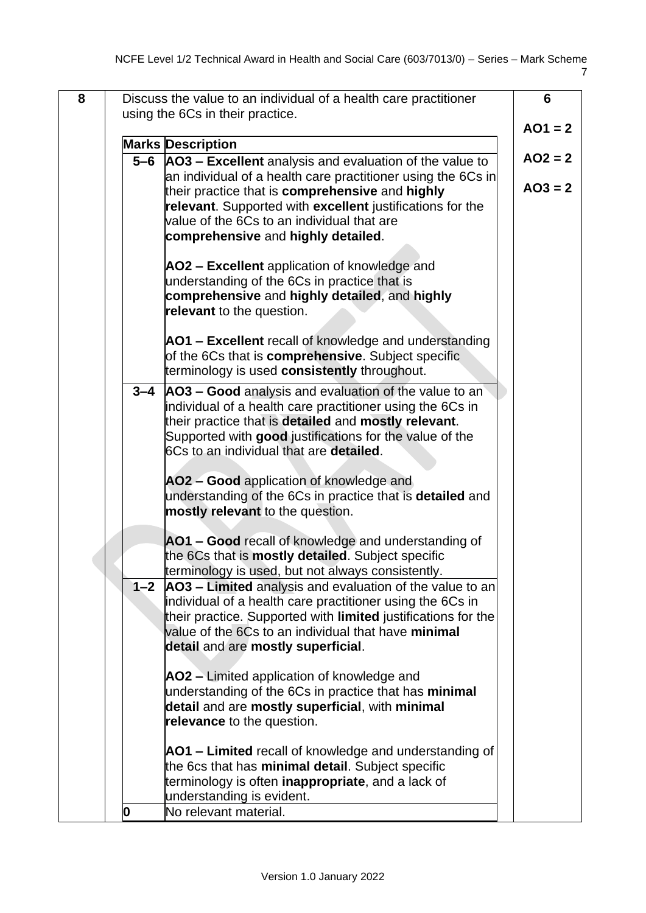| 8 | Discuss the value to an individual of a health care practitioner using the 6Cs in their practice. | | 6<br><br>AO1 = 2<br><br>AO2 = 2<br><br>AO3 = 2 |
|---|---|---|---|
| | **Marks** | **Description** | |
| | **5–6** | **AO3 – Excellent** analysis and evaluation of the value to an individual of a health care practitioner using the 6Cs in their practice that is **comprehensive** and **highly relevant**. Supported with **excellent** justifications for the value of the 6Cs to an individual that are **comprehensive** and **highly detailed**.<br><br>**AO2 – Excellent** application of knowledge and understanding of the 6Cs in practice that is **comprehensive** and **highly detailed**, and **highly relevant** to the question.<br><br>**AO1 – Excellent** recall of knowledge and understanding of the 6Cs that is **comprehensive**. Subject specific terminology is used **consistently** throughout. | |
| | **3–4** | **AO3 – Good** analysis and evaluation of the value to an individual of a health care practitioner using the 6Cs in their practice that is **detailed** and **mostly relevant**. Supported with **good** justifications for the value of the 6Cs to an individual that are **detailed**.<br><br>**AO2 – Good** application of knowledge and understanding of the 6Cs in practice that is **detailed** and **mostly relevant** to the question.<br><br>**AO1 – Good** recall of knowledge and understanding of the 6Cs that is **mostly detailed**. Subject specific terminology is used, but not always consistently. | |
| | **1–2** | **AO3 – Limited** analysis and evaluation of the value to an individual of a health care practitioner using the 6Cs in their practice. Supported with **limited** justifications for the value of the 6Cs to an individual that have **minimal detail** and are **mostly superficial**.<br><br>**AO2 –** Limited application of knowledge and understanding of the 6Cs in practice that has **minimal detail** and are **mostly superficial**, with **minimal relevance** to the question.<br><br>**AO1 – Limited** recall of knowledge and understanding of the 6cs that has **minimal detail**. Subject specific terminology is often **inappropriate**, and a lack of understanding is evident. | |
| | **0** | No relevant material. | |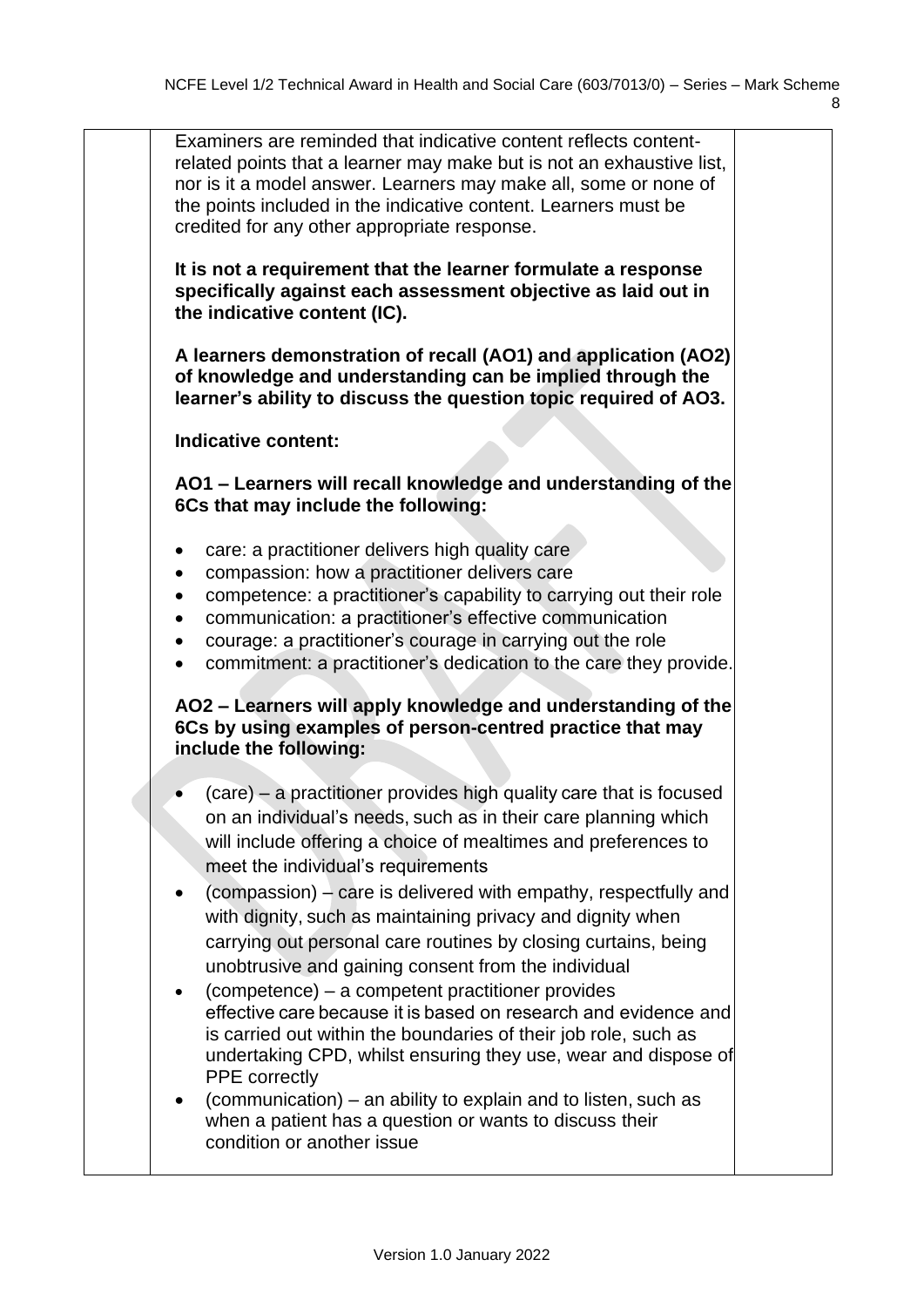Examiners are reminded that indicative content reflects content-related points that a learner may make but is not an exhaustive list, nor is it a model answer. Learners may make all, some or none of the points included in the indicative content. Learners must be credited for any other appropriate response.

**It is not a requirement that the learner formulate a response specifically against each assessment objective as laid out in the indicative content (IC).**

**A learners demonstration of recall (AO1) and application (AO2) of knowledge and understanding can be implied through the learner's ability to discuss the question topic required of AO3.**

**Indicative content:**

**AO1 – Learners will recall knowledge and understanding of the 6Cs that may include the following:**

- care: a practitioner delivers high quality care
- compassion: how a practitioner delivers care
- competence: a practitioner's capability to carrying out their role
- communication: a practitioner's effective communication
- courage: a practitioner's courage in carrying out the role
- commitment: a practitioner's dedication to the care they provide.

**AO2 – Learners will apply knowledge and understanding of the 6Cs by using examples of person-centred practice that may include the following:**

- (care) – a practitioner provides high quality care that is focused on an individual's needs, such as in their care planning which will include offering a choice of mealtimes and preferences to meet the individual's requirements
- (compassion) – care is delivered with empathy, respectfully and with dignity, such as maintaining privacy and dignity when carrying out personal care routines by closing curtains, being unobtrusive and gaining consent from the individual
- (competence) – a competent practitioner provides effective care because it is based on research and evidence and is carried out within the boundaries of their job role, such as undertaking CPD, whilst ensuring they use, wear and dispose of PPE correctly
- (communication) – an ability to explain and to listen, such as when a patient has a question or wants to discuss their condition or another issue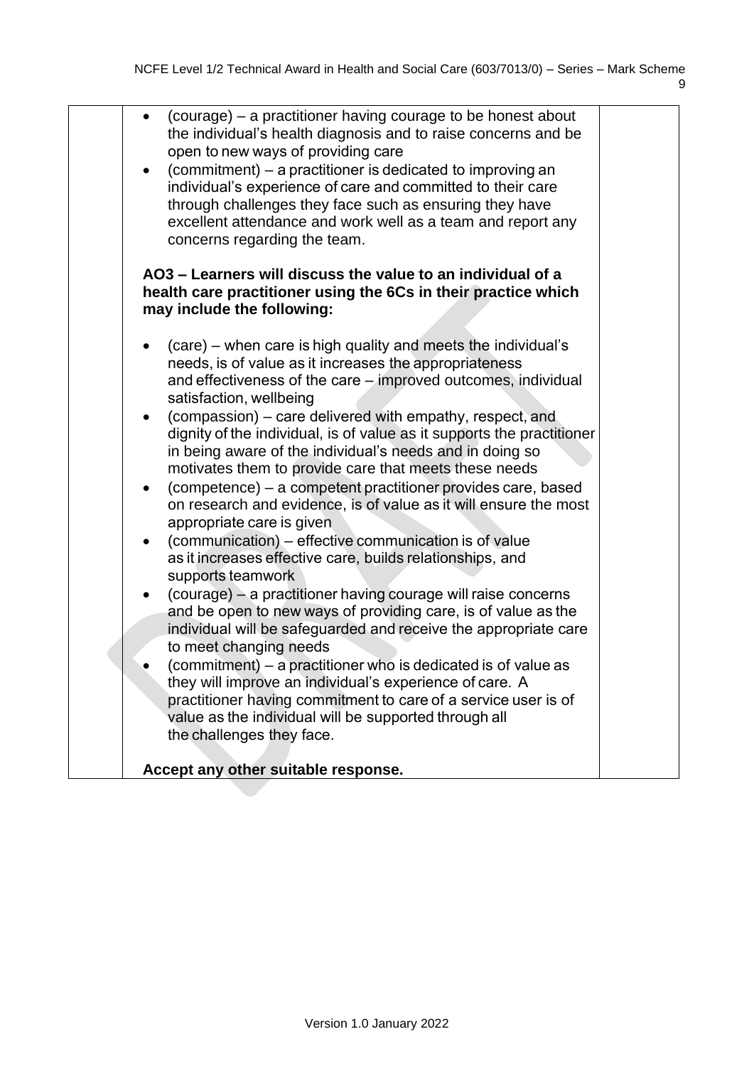- (courage) – a practitioner having courage to be honest about the individual's health diagnosis and to raise concerns and be open to new ways of providing care
- (commitment) – a practitioner is dedicated to improving an individual's experience of care and committed to their care through challenges they face such as ensuring they have excellent attendance and work well as a team and report any concerns regarding the team.

**AO3 – Learners will discuss the value to an individual of a health care practitioner using the 6Cs in their practice which may include the following:**

- (care) – when care is high quality and meets the individual's needs, is of value as it increases the appropriateness and effectiveness of the care – improved outcomes, individual satisfaction, wellbeing
- (compassion) – care delivered with empathy, respect, and dignity of the individual, is of value as it supports the practitioner in being aware of the individual's needs and in doing so motivates them to provide care that meets these needs
- (competence) – a competent practitioner provides care, based on research and evidence, is of value as it will ensure the most appropriate care is given
- (communication) – effective communication is of value as it increases effective care, builds relationships, and supports teamwork
- (courage) – a practitioner having courage will raise concerns and be open to new ways of providing care, is of value as the individual will be safeguarded and receive the appropriate care to meet changing needs
- (commitment) – a practitioner who is dedicated is of value as they will improve an individual's experience of care. A practitioner having commitment to care of a service user is of value as the individual will be supported through all the challenges they face.

**Accept any other suitable response.**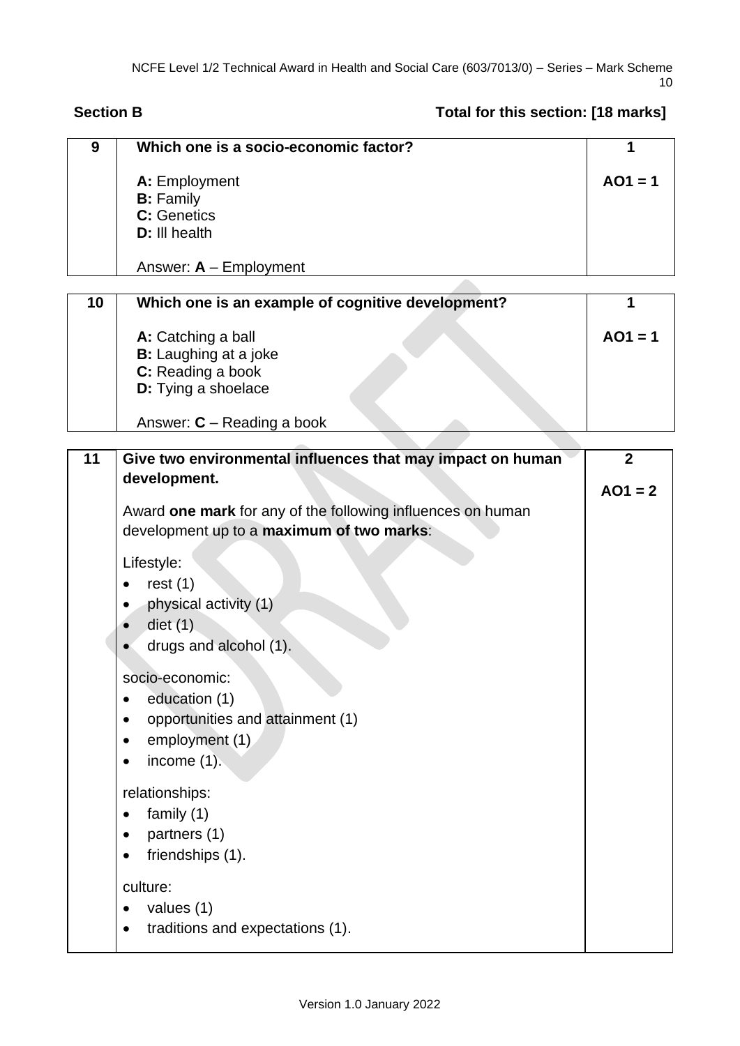**Section B** **Total for this section: [18 marks]**

| | | |
|---|---|---|
| **9** | **Which one is a socio-economic factor?**<br><br>**A:** Employment<br>**B:** Family<br>**C:** Genetics<br>**D:** Ill health<br><br>Answer: **A** – Employment | **1**<br><br>**AO1 = 1** |

| | | |
|---|---|---|
| **10** | **Which one is an example of cognitive development?**<br><br>**A:** Catching a ball<br>**B:** Laughing at a joke<br>**C:** Reading a book<br>**D:** Tying a shoelace<br><br>Answer: **C** – Reading a book | **1**<br><br>**AO1 = 1** |

| | | |
|---|---|---|
| **11** | **Give two environmental influences that may impact on human development.**<br><br>Award **one mark** for any of the following influences on human development up to a **maximum of two marks**:<br><br>Lifestyle:<br>• rest (1)<br>• physical activity (1)<br>• diet (1)<br>• drugs and alcohol (1).<br><br>socio-economic:<br>• education (1)<br>• opportunities and attainment (1)<br>• employment (1)<br>• income (1).<br><br>relationships:<br>• family (1)<br>• partners (1)<br>• friendships (1).<br><br>culture:<br>• values (1)<br>• traditions and expectations (1). | **2**<br><br>**AO1 = 2** |

Version 1.0 January 2022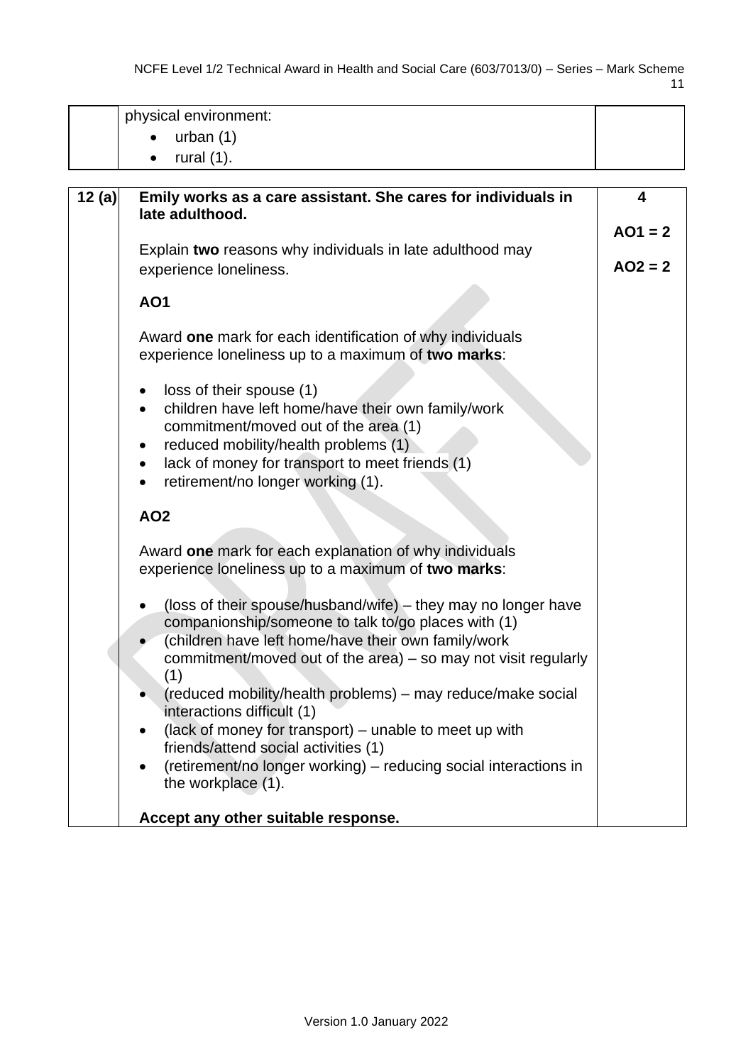| | | |
|---|---|---|
| | physical environment:<br>• urban (1)<br>• rural (1). | |

| | | |
|---|---|---|
| **12 (a)** | **Emily works as a care assistant. She cares for individuals in late adulthood.**<br><br>Explain **two** reasons why individuals in late adulthood may experience loneliness.<br><br>**AO1**<br><br>Award **one** mark for each identification of why individuals experience loneliness up to a maximum of **two marks**:<br><br>• loss of their spouse (1)<br>• children have left home/have their own family/work commitment/moved out of the area (1)<br>• reduced mobility/health problems (1)<br>• lack of money for transport to meet friends (1)<br>• retirement/no longer working (1).<br><br>**AO2**<br><br>Award **one** mark for each explanation of why individuals experience loneliness up to a maximum of **two marks**:<br><br>• (loss of their spouse/husband/wife) – they may no longer have companionship/someone to talk to/go places with (1)<br>• (children have left home/have their own family/work commitment/moved out of the area) – so may not visit regularly (1)<br>• (reduced mobility/health problems) – may reduce/make social interactions difficult (1)<br>• (lack of money for transport) – unable to meet up with friends/attend social activities (1)<br>• (retirement/no longer working) – reducing social interactions in the workplace (1).<br><br>**Accept any other suitable response.** | **4**<br><br>**AO1 = 2**<br><br>**AO2 = 2** |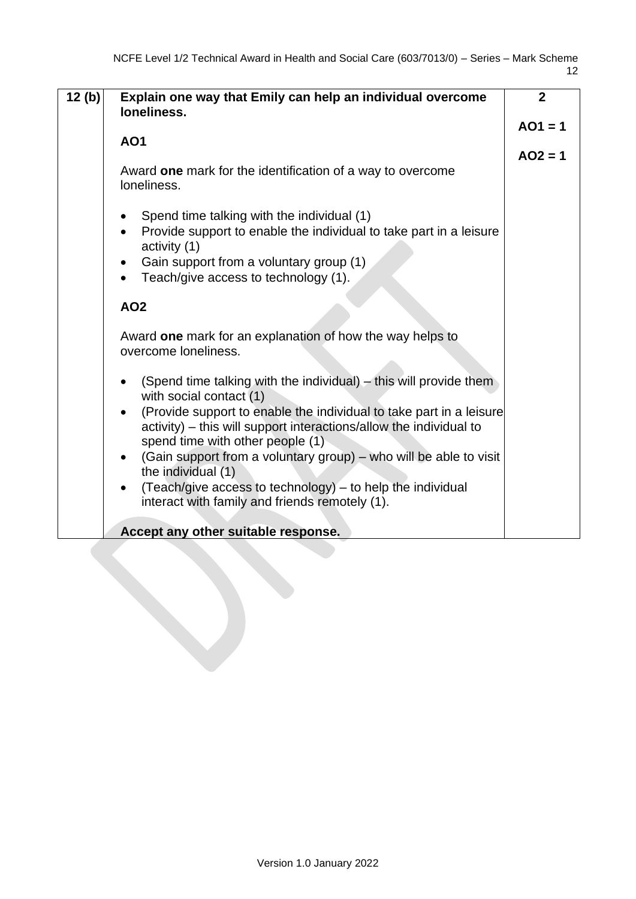| 12 (b) | **Explain one way that Emily can help an individual overcome loneliness.**<br><br>**AO1**<br><br>Award **one** mark for the identification of a way to overcome loneliness.<br><br>• Spend time talking with the individual (1)<br>• Provide support to enable the individual to take part in a leisure activity (1)<br>• Gain support from a voluntary group (1)<br>• Teach/give access to technology (1).<br><br>**AO2**<br><br>Award **one** mark for an explanation of how the way helps to overcome loneliness.<br><br>• (Spend time talking with the individual) – this will provide them with social contact (1)<br>• (Provide support to enable the individual to take part in a leisure activity) – this will support interactions/allow the individual to spend time with other people (1)<br>• (Gain support from a voluntary group) – who will be able to visit the individual (1)<br>• (Teach/give access to technology) – to help the individual interact with family and friends remotely (1).<br><br>**Accept any other suitable response.** | **2**<br><br>**AO1 = 1**<br><br>**AO2 = 1** |
|---|---|---|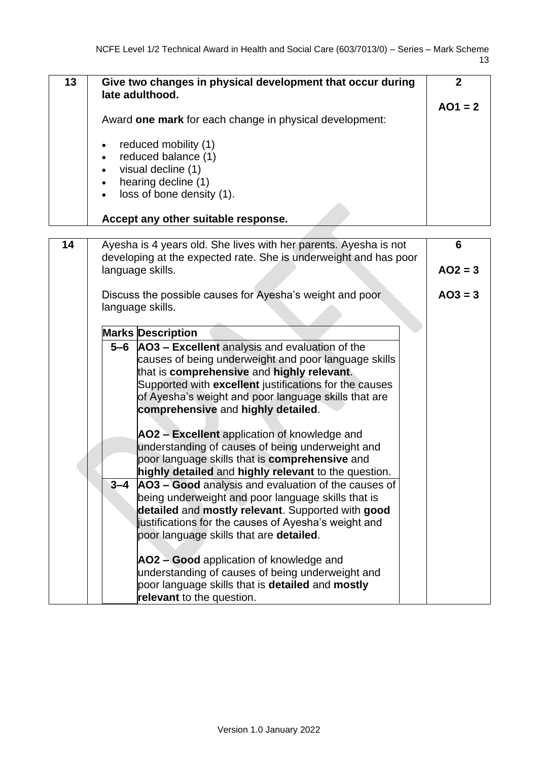| 13 | **Give two changes in physical development that occur during late adulthood.**<br><br>Award **one mark** for each change in physical development:<br><br>• reduced mobility (1)<br>• reduced balance (1)<br>• visual decline (1)<br>• hearing decline (1)<br>• loss of bone density (1).<br><br>**Accept any other suitable response.** | **2**<br><br>**AO1 = 2** |
|---|---|---|

| 14 | Ayesha is 4 years old. She lives with her parents. Ayesha is not developing at the expected rate. She is underweight and has poor language skills.<br><br>Discuss the possible causes for Ayesha's weight and poor language skills. | **6**<br><br>**AO2 = 3**<br><br>**AO3 = 3** |
|---|---|---|

| Marks | Description |
|---|---|
| 5–6 | **AO3 – Excellent** analysis and evaluation of the causes of being underweight and poor language skills that is **comprehensive** and **highly relevant**. Supported with **excellent** justifications for the causes of Ayesha's weight and poor language skills that are **comprehensive** and **highly detailed**.<br><br>**AO2 – Excellent** application of knowledge and understanding of causes of being underweight and poor language skills that is **comprehensive** and **highly detailed** and **highly relevant** to the question. |
| 3–4 | **AO3 – Good** analysis and evaluation of the causes of being underweight and poor language skills that is **detailed** and **mostly relevant**. Supported with **good** justifications for the causes of Ayesha's weight and poor language skills that are **detailed**.<br><br>**AO2 – Good** application of knowledge and understanding of causes of being underweight and poor language skills that is **detailed** and **mostly relevant** to the question. |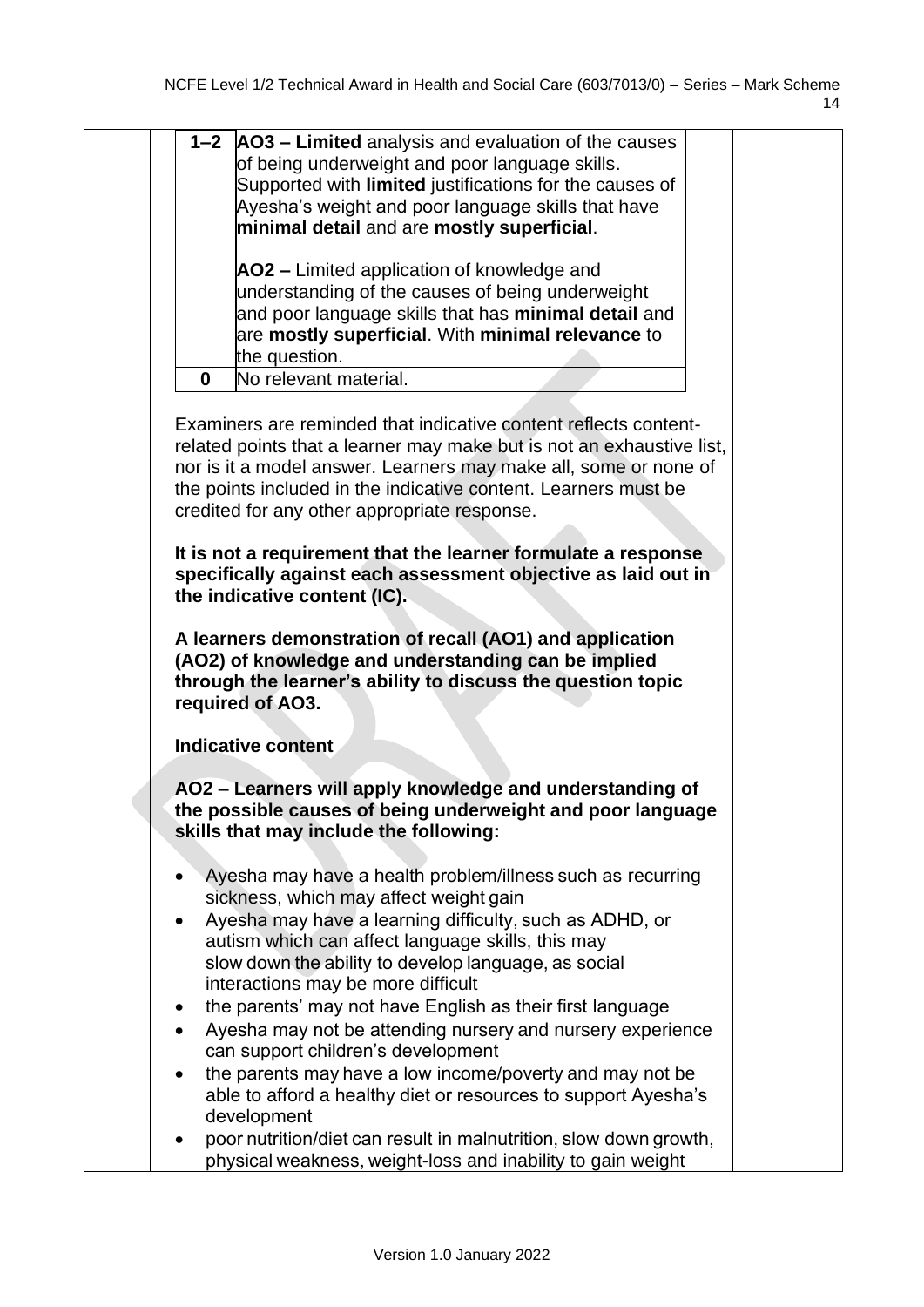| | |
|---|---|
| 1–2 | **AO3 – Limited** analysis and evaluation of the causes of being underweight and poor language skills. Supported with **limited** justifications for the causes of Ayesha's weight and poor language skills that have **minimal detail** and are **mostly superficial**.<br><br>**AO2 –** Limited application of knowledge and understanding of the causes of being underweight and poor language skills that has **minimal detail** and are **mostly superficial**. With **minimal relevance** to the question. |
| **0** | No relevant material. |

Examiners are reminded that indicative content reflects content-related points that a learner may make but is not an exhaustive list, nor is it a model answer. Learners may make all, some or none of the points included in the indicative content. Learners must be credited for any other appropriate response.

**It is not a requirement that the learner formulate a response specifically against each assessment objective as laid out in the indicative content (IC).**

**A learners demonstration of recall (AO1) and application (AO2) of knowledge and understanding can be implied through the learner's ability to discuss the question topic required of AO3.**

**Indicative content**

**AO2 – Learners will apply knowledge and understanding of the possible causes of being underweight and poor language skills that may include the following:**

- Ayesha may have a health problem/illness such as recurring sickness, which may affect weight gain
- Ayesha may have a learning difficulty, such as ADHD, or autism which can affect language skills, this may slow down the ability to develop language, as social interactions may be more difficult
- the parents' may not have English as their first language
- Ayesha may not be attending nursery and nursery experience can support children's development
- the parents may have a low income/poverty and may not be able to afford a healthy diet or resources to support Ayesha's development
- poor nutrition/diet can result in malnutrition, slow down growth, physical weakness, weight-loss and inability to gain weight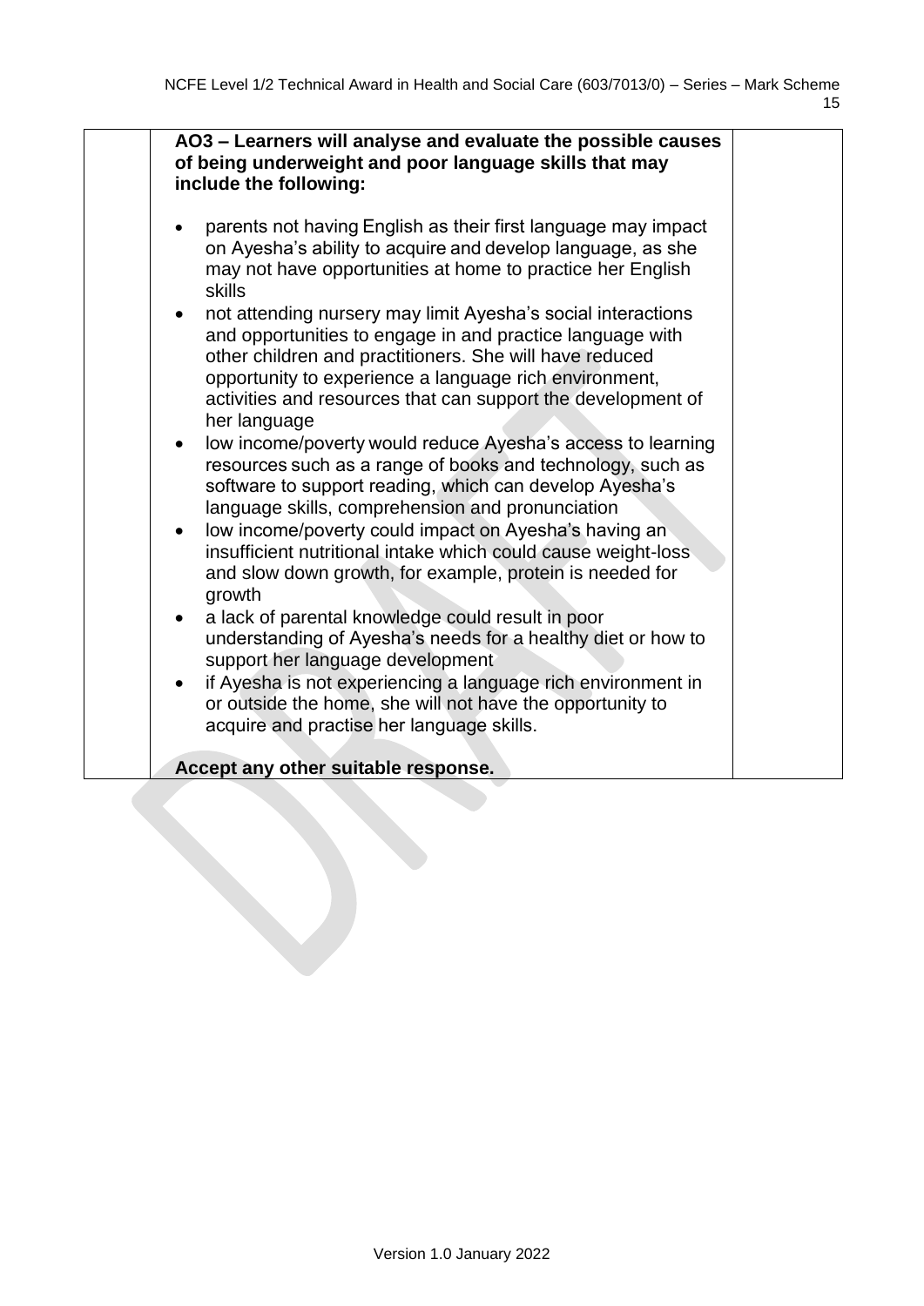**AO3 – Learners will analyse and evaluate the possible causes of being underweight and poor language skills that may include the following:**

- parents not having English as their first language may impact on Ayesha's ability to acquire and develop language, as she may not have opportunities at home to practice her English skills
- not attending nursery may limit Ayesha's social interactions and opportunities to engage in and practice language with other children and practitioners. She will have reduced opportunity to experience a language rich environment, activities and resources that can support the development of her language
- low income/poverty would reduce Ayesha's access to learning resources such as a range of books and technology, such as software to support reading, which can develop Ayesha's language skills, comprehension and pronunciation
- low income/poverty could impact on Ayesha's having an insufficient nutritional intake which could cause weight-loss and slow down growth, for example, protein is needed for growth
- a lack of parental knowledge could result in poor understanding of Ayesha's needs for a healthy diet or how to support her language development
- if Ayesha is not experiencing a language rich environment in or outside the home, she will not have the opportunity to acquire and practise her language skills.

**Accept any other suitable response.**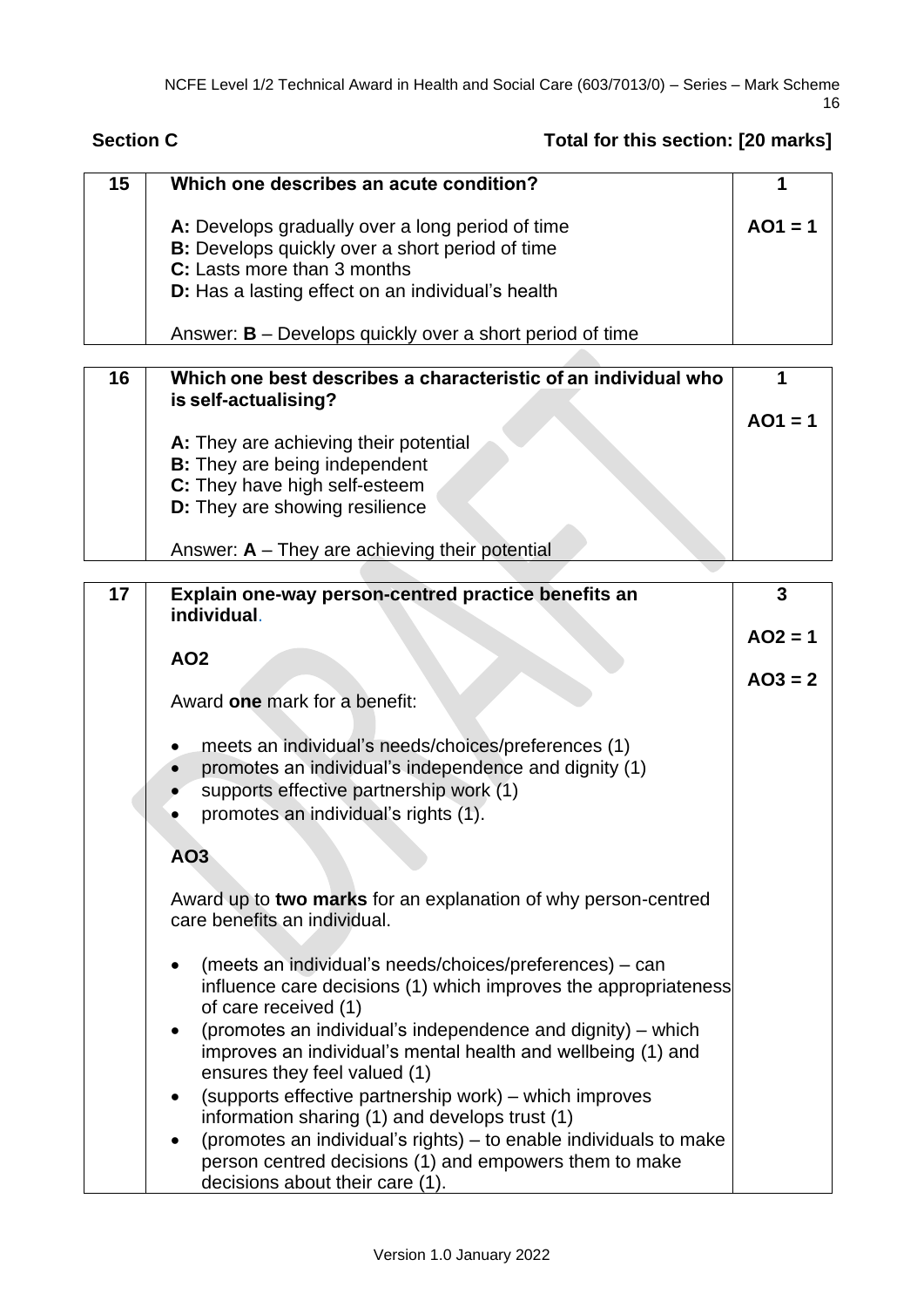**Section C** **Total for this section: [20 marks]**

| 15 | **Which one describes an acute condition?**<br><br>**A:** Develops gradually over a long period of time<br>**B:** Develops quickly over a short period of time<br>**C:** Lasts more than 3 months<br>**D:** Has a lasting effect on an individual's health<br><br>Answer: **B** – Develops quickly over a short period of time | **1**<br><br>**AO1 = 1** |
|---|---|---|

| 16 | **Which one best describes a characteristic of an individual who is self-actualising?**<br><br>**A:** They are achieving their potential<br>**B:** They are being independent<br>**C:** They have high self-esteem<br>**D:** They are showing resilience<br><br>Answer: **A** – They are achieving their potential | **1**<br><br>**AO1 = 1** |
|---|---|---|

| 17 | **Explain one-way person-centred practice benefits an individual.**<br><br>**AO2**<br><br>Award **one** mark for a benefit:<br><br>• meets an individual's needs/choices/preferences (1)<br>• promotes an individual's independence and dignity (1)<br>• supports effective partnership work (1)<br>• promotes an individual's rights (1).<br><br>**AO3**<br><br>Award up to **two marks** for an explanation of why person-centred care benefits an individual.<br><br>• (meets an individual's needs/choices/preferences) – can influence care decisions (1) which improves the appropriateness of care received (1)<br>• (promotes an individual's independence and dignity) – which improves an individual's mental health and wellbeing (1) and ensures they feel valued (1)<br>• (supports effective partnership work) – which improves information sharing (1) and develops trust (1)<br>• (promotes an individual's rights) – to enable individuals to make person centred decisions (1) and empowers them to make decisions about their care (1). | **3**<br><br>**AO2 = 1**<br><br>**AO3 = 2** |
|---|---|---|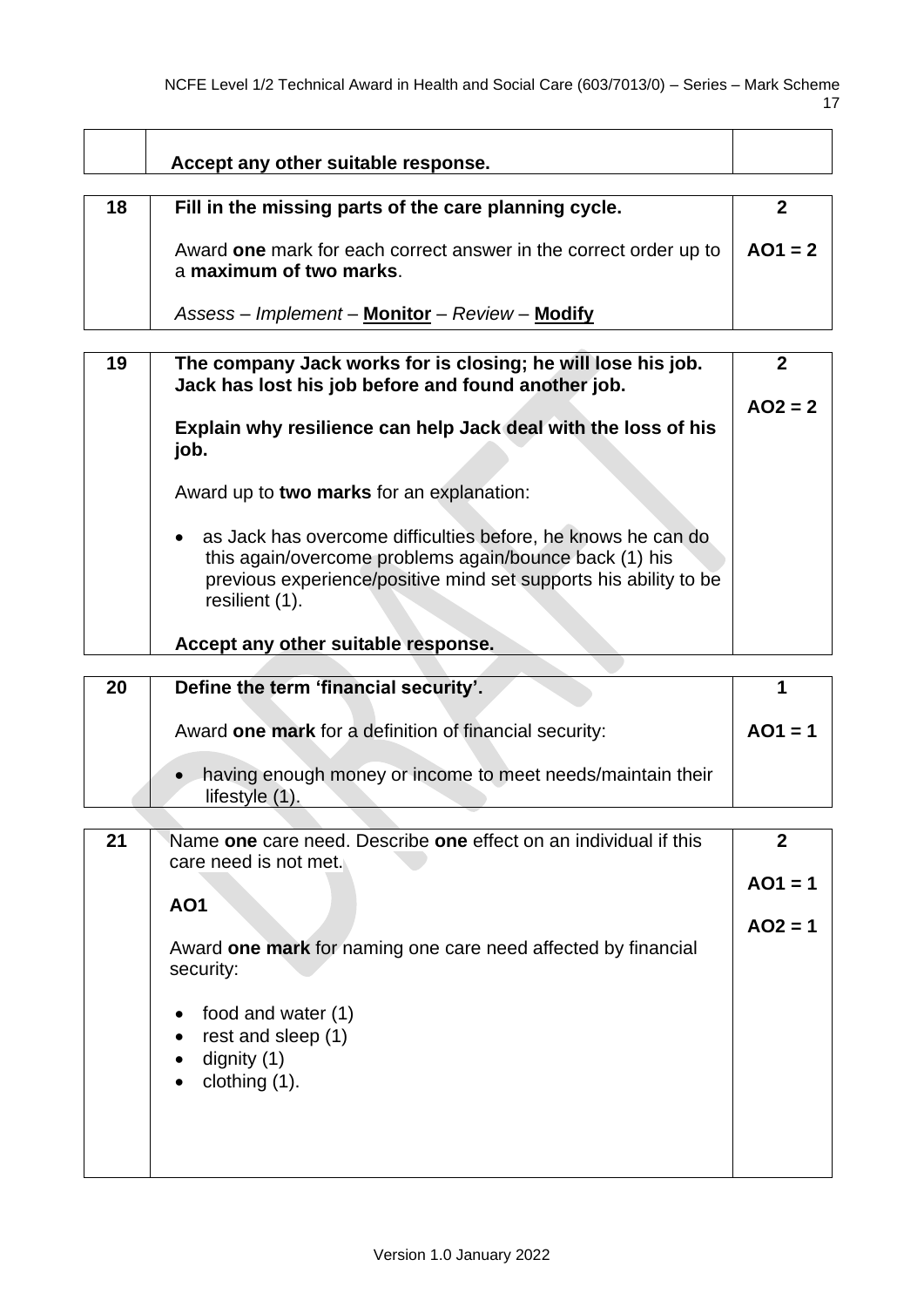| | | |
|---|---|---|
| | **Accept any other suitable response.** | |

| | | |
|---|---|---|
| 18 | **Fill in the missing parts of the care planning cycle.**<br><br>Award **one** mark for each correct answer in the correct order up to a **maximum of two marks**.<br><br>*Assess – Implement –* **Monitor** *– Review –* **Modify** | **2**<br><br>**AO1 = 2** |

| | | |
|---|---|---|
| 19 | **The company Jack works for is closing; he will lose his job. Jack has lost his job before and found another job.**<br><br>**Explain why resilience can help Jack deal with the loss of his job.**<br><br>Award up to **two marks** for an explanation:<br><br>• as Jack has overcome difficulties before, he knows he can do this again/overcome problems again/bounce back (1) his previous experience/positive mind set supports his ability to be resilient (1).<br><br>**Accept any other suitable response.** | **2**<br><br>**AO2 = 2** |

| | | |
|---|---|---|
| 20 | **Define the term 'financial security'.**<br><br>Award **one mark** for a definition of financial security:<br><br>• having enough money or income to meet needs/maintain their lifestyle (1). | **1**<br><br>**AO1 = 1** |

| | | |
|---|---|---|
| 21 | Name **one** care need. Describe **one** effect on an individual if this care need is not met.<br><br>**AO1**<br><br>Award **one mark** for naming one care need affected by financial security:<br><br>• food and water (1)<br>• rest and sleep (1)<br>• dignity (1)<br>• clothing (1). | **2**<br><br>**AO1 = 1**<br><br>**AO2 = 1** |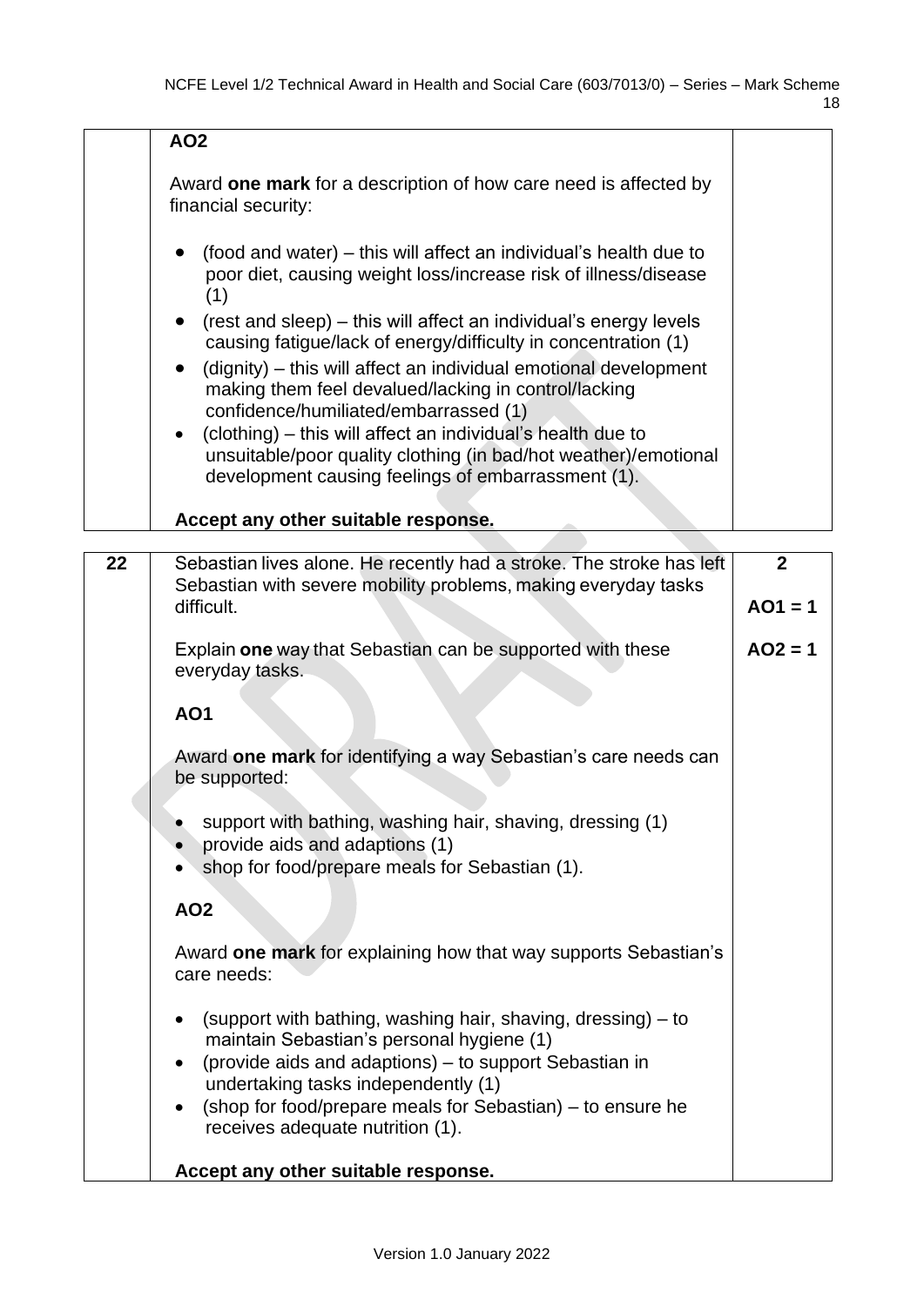| | | |
|---|---|---|
| | **AO2**<br><br>Award **one mark** for a description of how care need is affected by financial security:<br><br>• (food and water) – this will affect an individual's health due to poor diet, causing weight loss/increase risk of illness/disease (1)<br>• (rest and sleep) – this will affect an individual's energy levels causing fatigue/lack of energy/difficulty in concentration (1)<br>• (dignity) – this will affect an individual emotional development making them feel devalued/lacking in control/lacking confidence/humiliated/embarrassed (1)<br>• (clothing) – this will affect an individual's health due to unsuitable/poor quality clothing (in bad/hot weather)/emotional development causing feelings of embarrassment (1).<br><br>**Accept any other suitable response.** | |

| | | |
|---|---|---|
| **22** | Sebastian lives alone. He recently had a stroke. The stroke has left Sebastian with severe mobility problems, making everyday tasks difficult.<br><br>Explain **one** way that Sebastian can be supported with these everyday tasks.<br><br>**AO1**<br><br>Award **one mark** for identifying a way Sebastian's care needs can be supported:<br><br>• support with bathing, washing hair, shaving, dressing (1)<br>• provide aids and adaptions (1)<br>• shop for food/prepare meals for Sebastian (1).<br><br>**AO2**<br><br>Award **one mark** for explaining how that way supports Sebastian's care needs:<br><br>• (support with bathing, washing hair, shaving, dressing) – to maintain Sebastian's personal hygiene (1)<br>• (provide aids and adaptions) – to support Sebastian in undertaking tasks independently (1)<br>• (shop for food/prepare meals for Sebastian) – to ensure he receives adequate nutrition (1).<br><br>**Accept any other suitable response.** | **2**<br><br>**AO1 = 1**<br><br>**AO2 = 1** |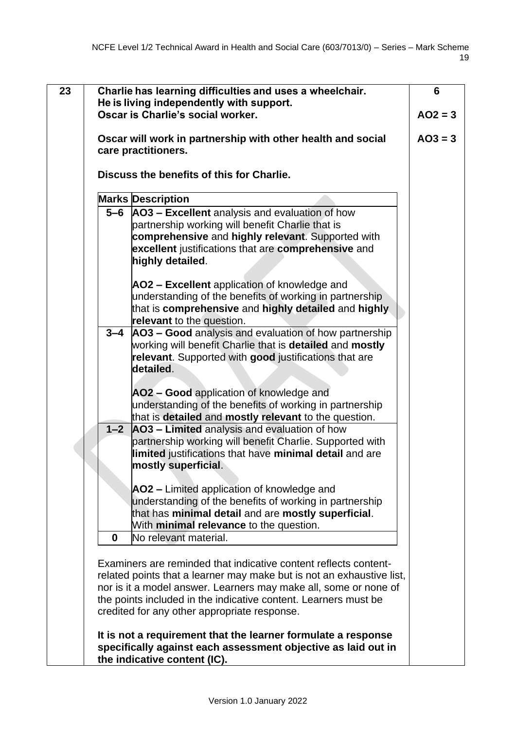| 23 | **Charlie has learning difficulties and uses a wheelchair.**<br>**He is living independently with support.**<br>**Oscar is Charlie's social worker.**<br><br>**Oscar will work in partnership with other health and social care practitioners.**<br><br>**Discuss the benefits of this for Charlie.** | **6**<br><br>**AO2 = 3**<br><br>**AO3 = 3** |
|---|---|---|

| Marks | Description |
|---|---|
| **5–6** | **AO3 – Excellent** analysis and evaluation of how partnership working will benefit Charlie that is **comprehensive** and **highly relevant**. Supported with **excellent** justifications that are **comprehensive** and **highly detailed**.<br><br>**AO2 – Excellent** application of knowledge and understanding of the benefits of working in partnership that is **comprehensive** and **highly detailed** and **highly relevant** to the question. |
| **3–4** | **AO3 – Good** analysis and evaluation of how partnership working will benefit Charlie that is **detailed** and **mostly relevant**. Supported with **good** justifications that are **detailed**.<br><br>**AO2 – Good** application of knowledge and understanding of the benefits of working in partnership that is **detailed** and **mostly relevant** to the question. |
| **1–2** | **AO3 – Limited** analysis and evaluation of how partnership working will benefit Charlie. Supported with **limited** justifications that have **minimal detail** and are **mostly superficial**.<br><br>**AO2 –** Limited application of knowledge and understanding of the benefits of working in partnership that has **minimal detail** and are **mostly superficial**. With **minimal relevance** to the question. |
| **0** | No relevant material. |

Examiners are reminded that indicative content reflects content-related points that a learner may make but is not an exhaustive list, nor is it a model answer. Learners may make all, some or none of the points included in the indicative content. Learners must be credited for any other appropriate response.

**It is not a requirement that the learner formulate a response specifically against each assessment objective as laid out in the indicative content (IC).**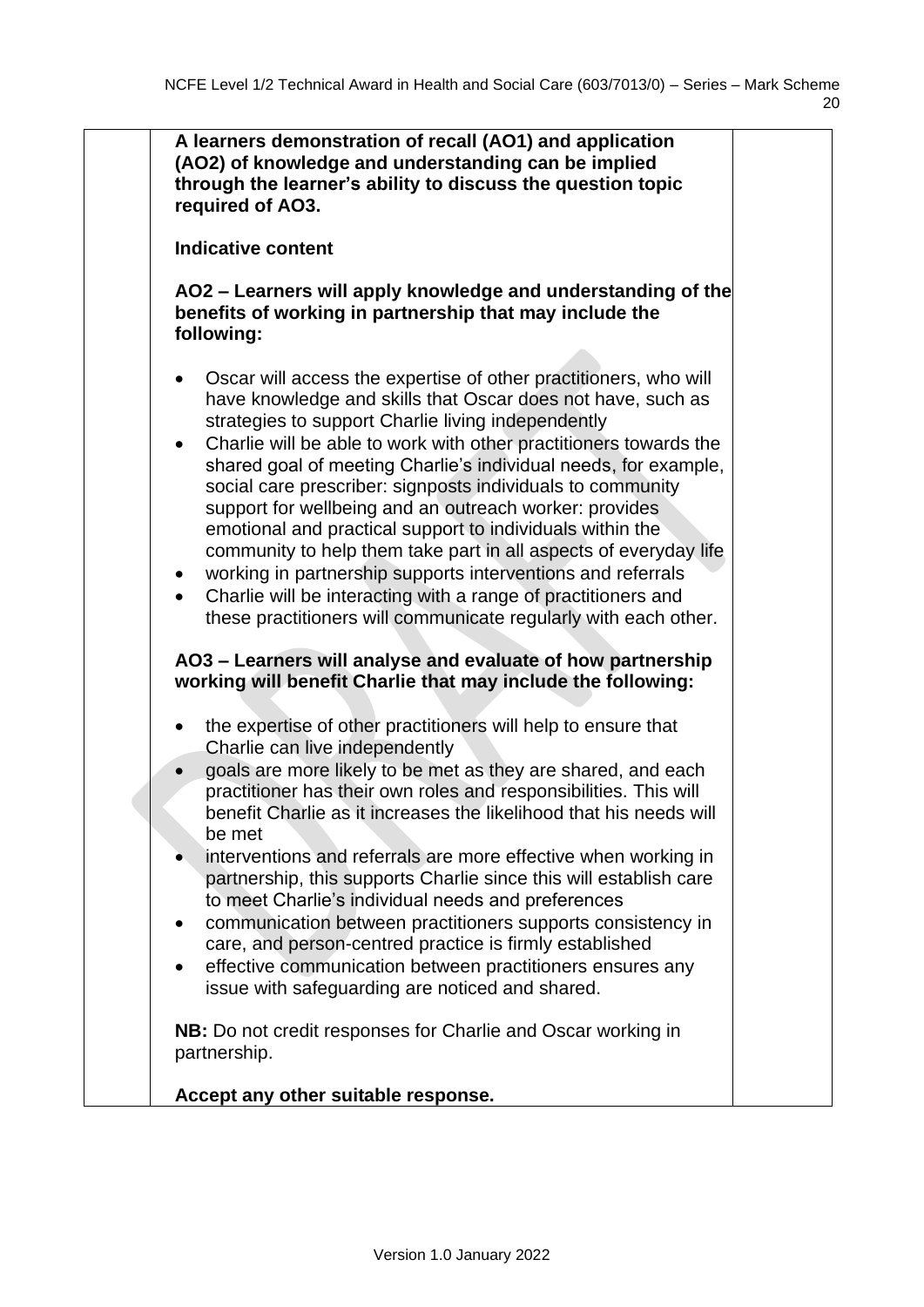**A learners demonstration of recall (AO1) and application (AO2) of knowledge and understanding can be implied through the learner's ability to discuss the question topic required of AO3.**

**Indicative content**

**AO2 – Learners will apply knowledge and understanding of the benefits of working in partnership that may include the following:**

- Oscar will access the expertise of other practitioners, who will have knowledge and skills that Oscar does not have, such as strategies to support Charlie living independently
- Charlie will be able to work with other practitioners towards the shared goal of meeting Charlie's individual needs, for example, social care prescriber: signposts individuals to community support for wellbeing and an outreach worker: provides emotional and practical support to individuals within the community to help them take part in all aspects of everyday life
- working in partnership supports interventions and referrals
- Charlie will be interacting with a range of practitioners and these practitioners will communicate regularly with each other.

**AO3 – Learners will analyse and evaluate of how partnership working will benefit Charlie that may include the following:**

- the expertise of other practitioners will help to ensure that Charlie can live independently
- goals are more likely to be met as they are shared, and each practitioner has their own roles and responsibilities. This will benefit Charlie as it increases the likelihood that his needs will be met
- interventions and referrals are more effective when working in partnership, this supports Charlie since this will establish care to meet Charlie's individual needs and preferences
- communication between practitioners supports consistency in care, and person-centred practice is firmly established
- effective communication between practitioners ensures any issue with safeguarding are noticed and shared.

**NB:** Do not credit responses for Charlie and Oscar working in partnership.

**Accept any other suitable response.**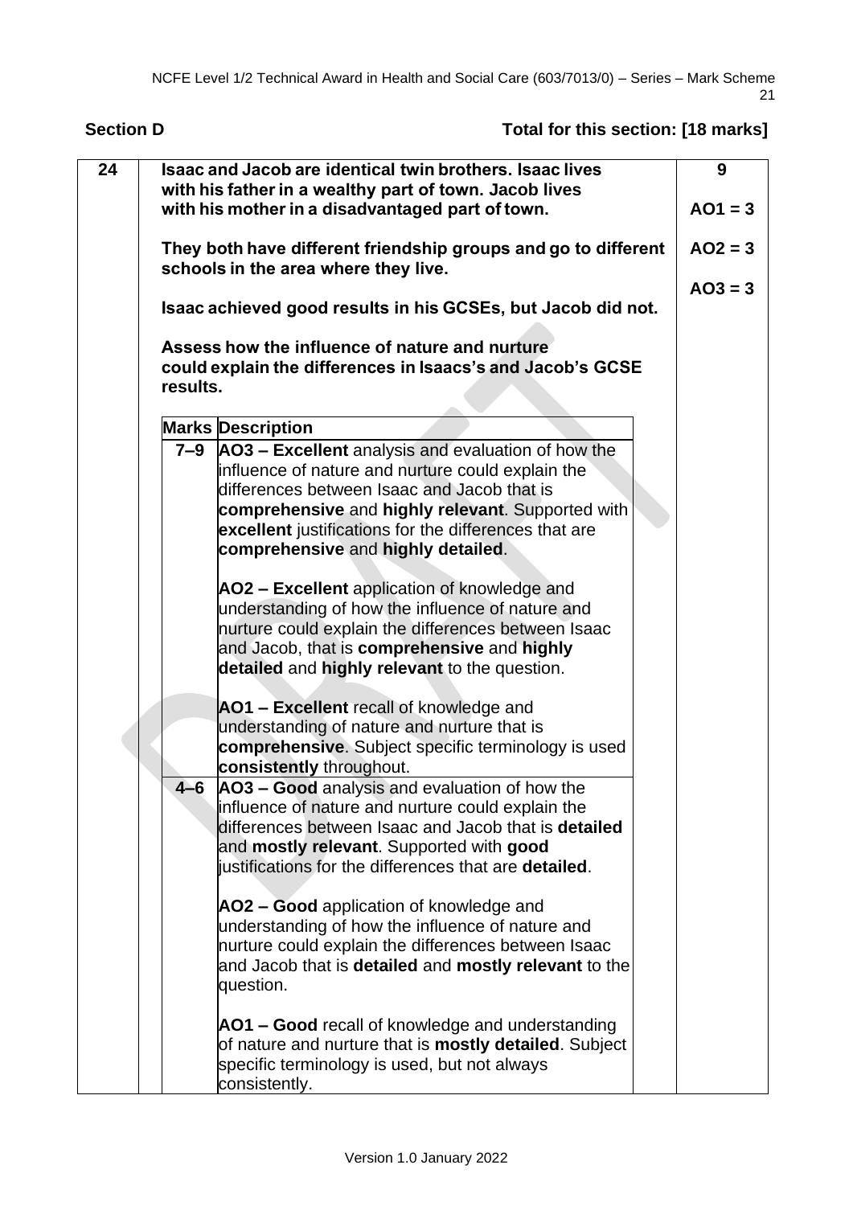## Section D

**Total for this section: [18 marks]**

**24** **Isaac and Jacob are identical twin brothers. Isaac lives with his father in a wealthy part of town. Jacob lives with his mother in a disadvantaged part of town.**

**They both have different friendship groups and go to different schools in the area where they live.**

**Isaac achieved good results in his GCSEs, but Jacob did not.**

**Assess how the influence of nature and nurture could explain the differences in Isaacs's and Jacob's GCSE results.**

**9**

**AO1 = 3**

**AO2 = 3**

**AO3 = 3**

| Marks | Description |
|---|---|
| 7–9 | **AO3 – Excellent** analysis and evaluation of how the influence of nature and nurture could explain the differences between Isaac and Jacob that is **comprehensive** and **highly relevant**. Supported with **excellent** justifications for the differences that are **comprehensive** and **highly detailed**.<br><br>**AO2 – Excellent** application of knowledge and understanding of how the influence of nature and nurture could explain the differences between Isaac and Jacob, that is **comprehensive** and **highly detailed** and **highly relevant** to the question.<br><br>**AO1 – Excellent** recall of knowledge and understanding of nature and nurture that is **comprehensive**. Subject specific terminology is used **consistently** throughout. |
| 4–6 | **AO3 – Good** analysis and evaluation of how the influence of nature and nurture could explain the differences between Isaac and Jacob that is **detailed** and **mostly relevant**. Supported with **good** justifications for the differences that are **detailed**.<br><br>**AO2 – Good** application of knowledge and understanding of how the influence of nature and nurture could explain the differences between Isaac and Jacob that is **detailed** and **mostly relevant** to the question.<br><br>**AO1 – Good** recall of knowledge and understanding of nature and nurture that is **mostly detailed**. Subject specific terminology is used, but not always consistently. |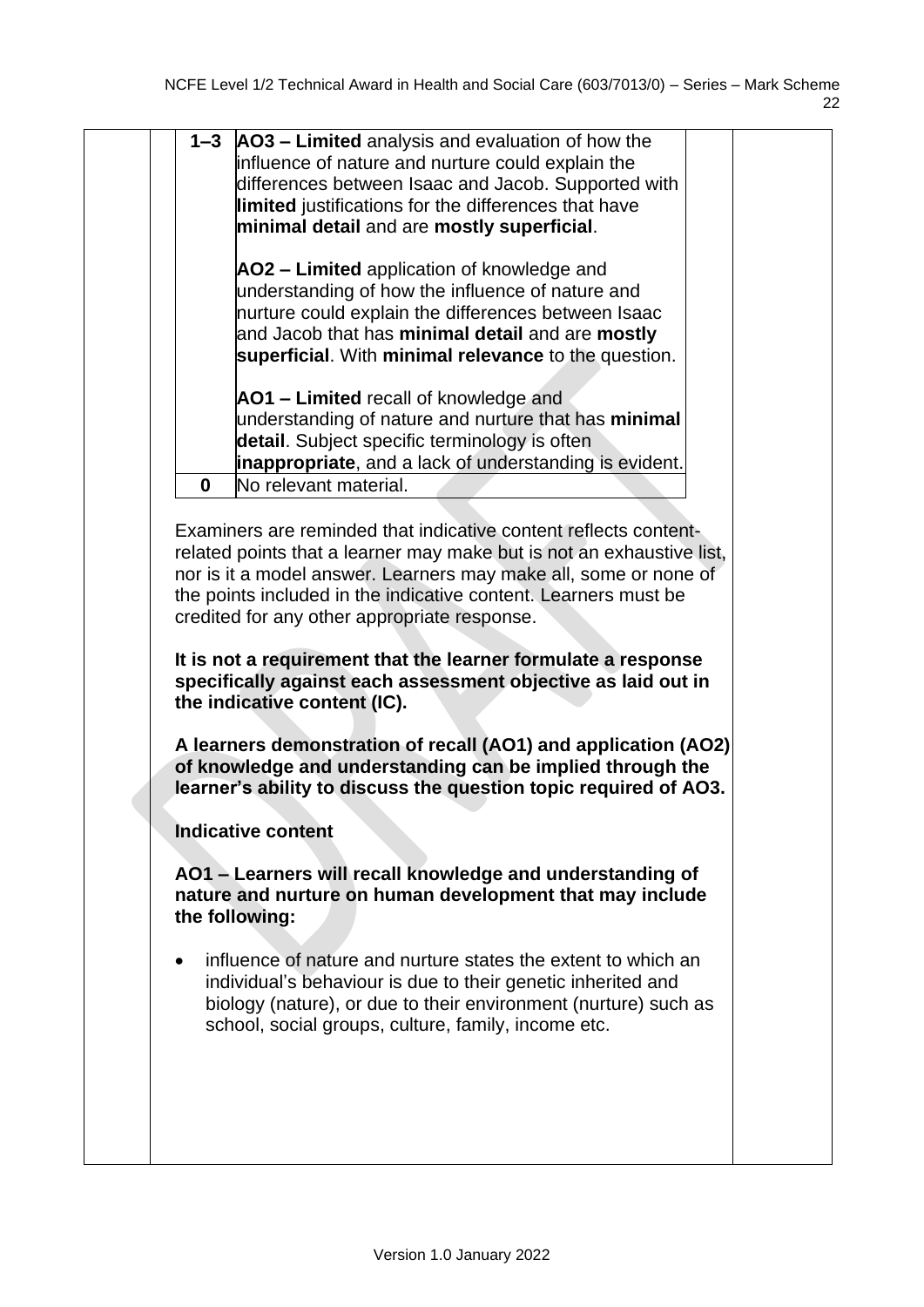| Marks | Description |
|---|---|
| 1–3 | **AO3 – Limited** analysis and evaluation of how the influence of nature and nurture could explain the differences between Isaac and Jacob. Supported with **limited** justifications for the differences that have **minimal detail** and are **mostly superficial**.<br><br>**AO2 – Limited** application of knowledge and understanding of how the influence of nature and nurture could explain the differences between Isaac and Jacob that has **minimal detail** and are **mostly superficial**. With **minimal relevance** to the question.<br><br>**AO1 – Limited** recall of knowledge and understanding of nature and nurture that has **minimal detail**. Subject specific terminology is often **inappropriate**, and a lack of understanding is evident. |
| 0 | No relevant material. |

Examiners are reminded that indicative content reflects content-related points that a learner may make but is not an exhaustive list, nor is it a model answer. Learners may make all, some or none of the points included in the indicative content. Learners must be credited for any other appropriate response.

**It is not a requirement that the learner formulate a response specifically against each assessment objective as laid out in the indicative content (IC).**

**A learners demonstration of recall (AO1) and application (AO2) of knowledge and understanding can be implied through the learner's ability to discuss the question topic required of AO3.**

**Indicative content**

**AO1 – Learners will recall knowledge and understanding of nature and nurture on human development that may include the following:**

- influence of nature and nurture states the extent to which an individual's behaviour is due to their genetic inherited and biology (nature), or due to their environment (nurture) such as school, social groups, culture, family, income etc.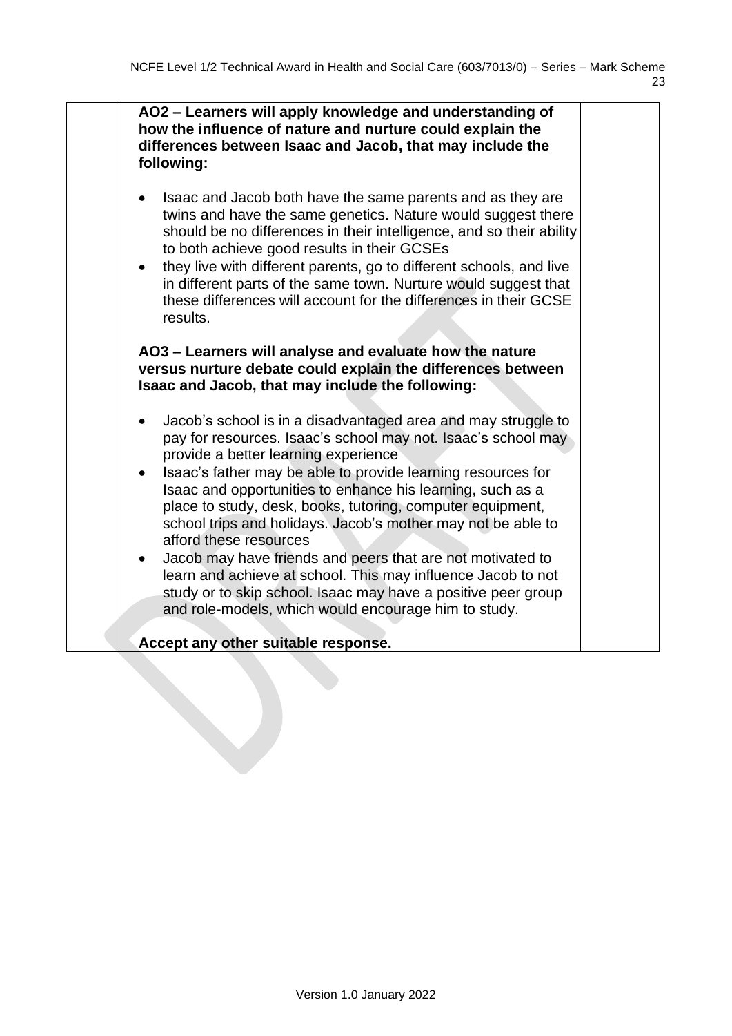**AO2 – Learners will apply knowledge and understanding of how the influence of nature and nurture could explain the differences between Isaac and Jacob, that may include the following:**

- Isaac and Jacob both have the same parents and as they are twins and have the same genetics. Nature would suggest there should be no differences in their intelligence, and so their ability to both achieve good results in their GCSEs
- they live with different parents, go to different schools, and live in different parts of the same town. Nurture would suggest that these differences will account for the differences in their GCSE results.

**AO3 – Learners will analyse and evaluate how the nature versus nurture debate could explain the differences between Isaac and Jacob, that may include the following:**

- Jacob's school is in a disadvantaged area and may struggle to pay for resources. Isaac's school may not. Isaac's school may provide a better learning experience
- Isaac's father may be able to provide learning resources for Isaac and opportunities to enhance his learning, such as a place to study, desk, books, tutoring, computer equipment, school trips and holidays. Jacob's mother may not be able to afford these resources
- Jacob may have friends and peers that are not motivated to learn and achieve at school. This may influence Jacob to not study or to skip school. Isaac may have a positive peer group and role-models, which would encourage him to study.

**Accept any other suitable response.**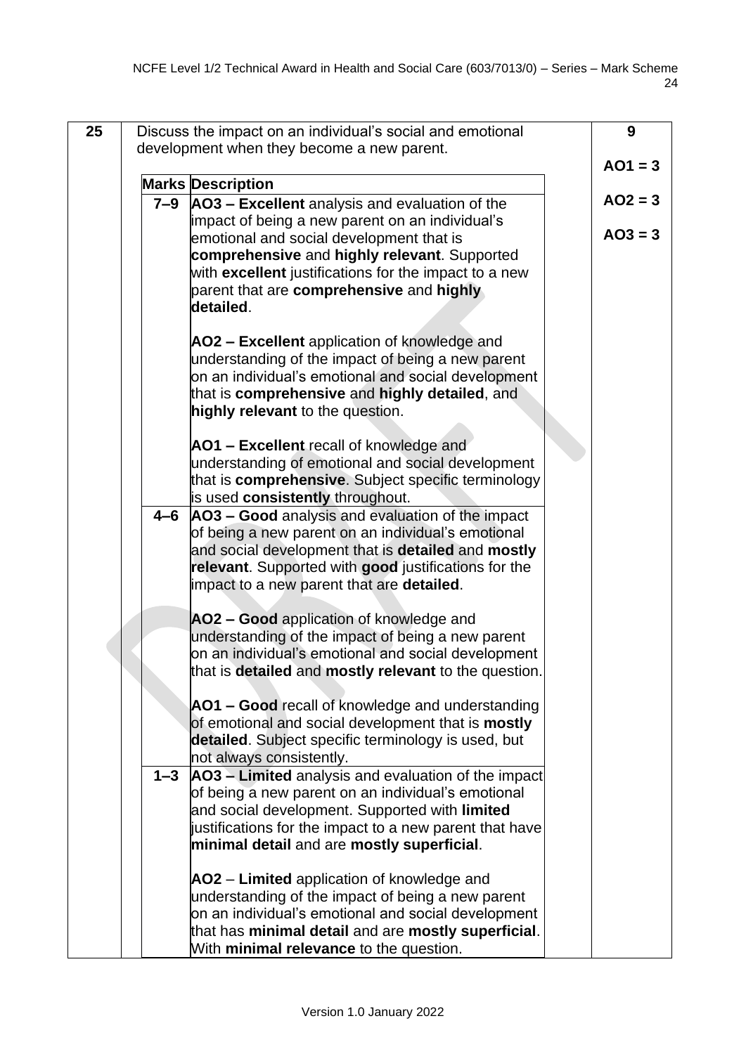| 25 | Discuss the impact on an individual's social and emotional development when they become a new parent. | | 9<br><br>AO1 = 3<br><br>AO2 = 3<br><br>AO3 = 3 |
|---|---|---|---|
| | **Marks** | **Description** | |
| | **7–9** | **AO3 – Excellent** analysis and evaluation of the impact of being a new parent on an individual's emotional and social development that is **comprehensive** and **highly relevant**. Supported with **excellent** justifications for the impact to a new parent that are **comprehensive** and **highly detailed**.<br><br>**AO2 – Excellent** application of knowledge and understanding of the impact of being a new parent on an individual's emotional and social development that is **comprehensive** and **highly detailed**, and **highly relevant** to the question.<br><br>**AO1 – Excellent** recall of knowledge and understanding of emotional and social development that is **comprehensive**. Subject specific terminology is used **consistently** throughout. | |
| | **4–6** | **AO3 – Good** analysis and evaluation of the impact of being a new parent on an individual's emotional and social development that is **detailed** and **mostly relevant**. Supported with **good** justifications for the impact to a new parent that are **detailed**.<br><br>**AO2 – Good** application of knowledge and understanding of the impact of being a new parent on an individual's emotional and social development that is **detailed** and **mostly relevant** to the question.<br><br>**AO1 – Good** recall of knowledge and understanding of emotional and social development that is **mostly detailed**. Subject specific terminology is used, but not always consistently. | |
| | **1–3** | **AO3 – Limited** analysis and evaluation of the impact of being a new parent on an individual's emotional and social development. Supported with **limited** justifications for the impact to a new parent that have **minimal detail** and are **mostly superficial**.<br><br>**AO2** – **Limited** application of knowledge and understanding of the impact of being a new parent on an individual's emotional and social development that has **minimal detail** and are **mostly superficial**. With **minimal relevance** to the question. | |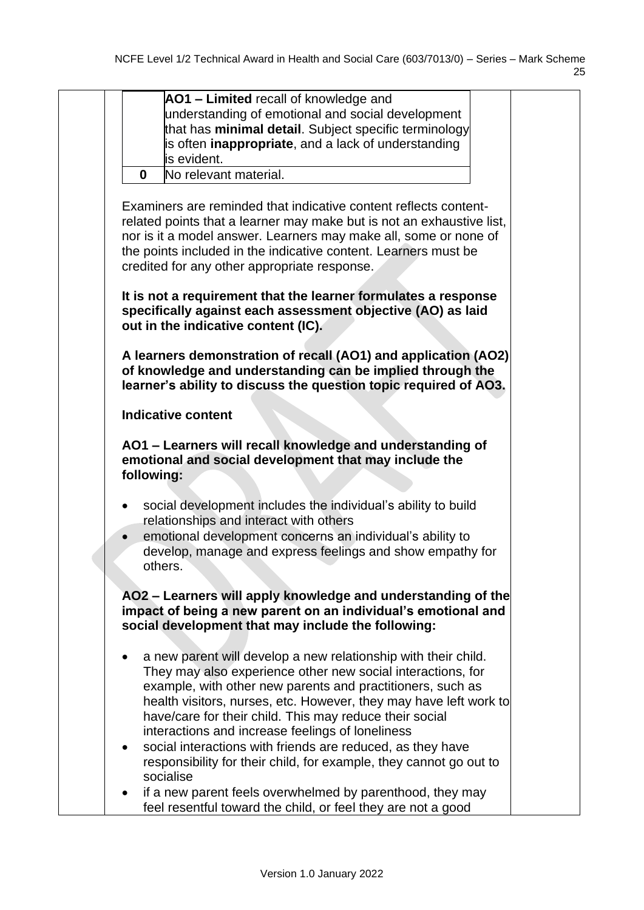|  |  |
|---|---|
|  | **AO1 – Limited** recall of knowledge and understanding of emotional and social development that has **minimal detail**. Subject specific terminology is often **inappropriate**, and a lack of understanding is evident. |
| **0** | No relevant material. |

Examiners are reminded that indicative content reflects content-related points that a learner may make but is not an exhaustive list, nor is it a model answer. Learners may make all, some or none of the points included in the indicative content. Learners must be credited for any other appropriate response.

**It is not a requirement that the learner formulates a response specifically against each assessment objective (AO) as laid out in the indicative content (IC).**

**A learners demonstration of recall (AO1) and application (AO2) of knowledge and understanding can be implied through the learner's ability to discuss the question topic required of AO3.**

**Indicative content**

**AO1 – Learners will recall knowledge and understanding of emotional and social development that may include the following:**

- social development includes the individual's ability to build relationships and interact with others
- emotional development concerns an individual's ability to develop, manage and express feelings and show empathy for others.

**AO2 – Learners will apply knowledge and understanding of the impact of being a new parent on an individual's emotional and social development that may include the following:**

- a new parent will develop a new relationship with their child. They may also experience other new social interactions, for example, with other new parents and practitioners, such as health visitors, nurses, etc. However, they may have left work to have/care for their child. This may reduce their social interactions and increase feelings of loneliness
- social interactions with friends are reduced, as they have responsibility for their child, for example, they cannot go out to socialise
- if a new parent feels overwhelmed by parenthood, they may feel resentful toward the child, or feel they are not a good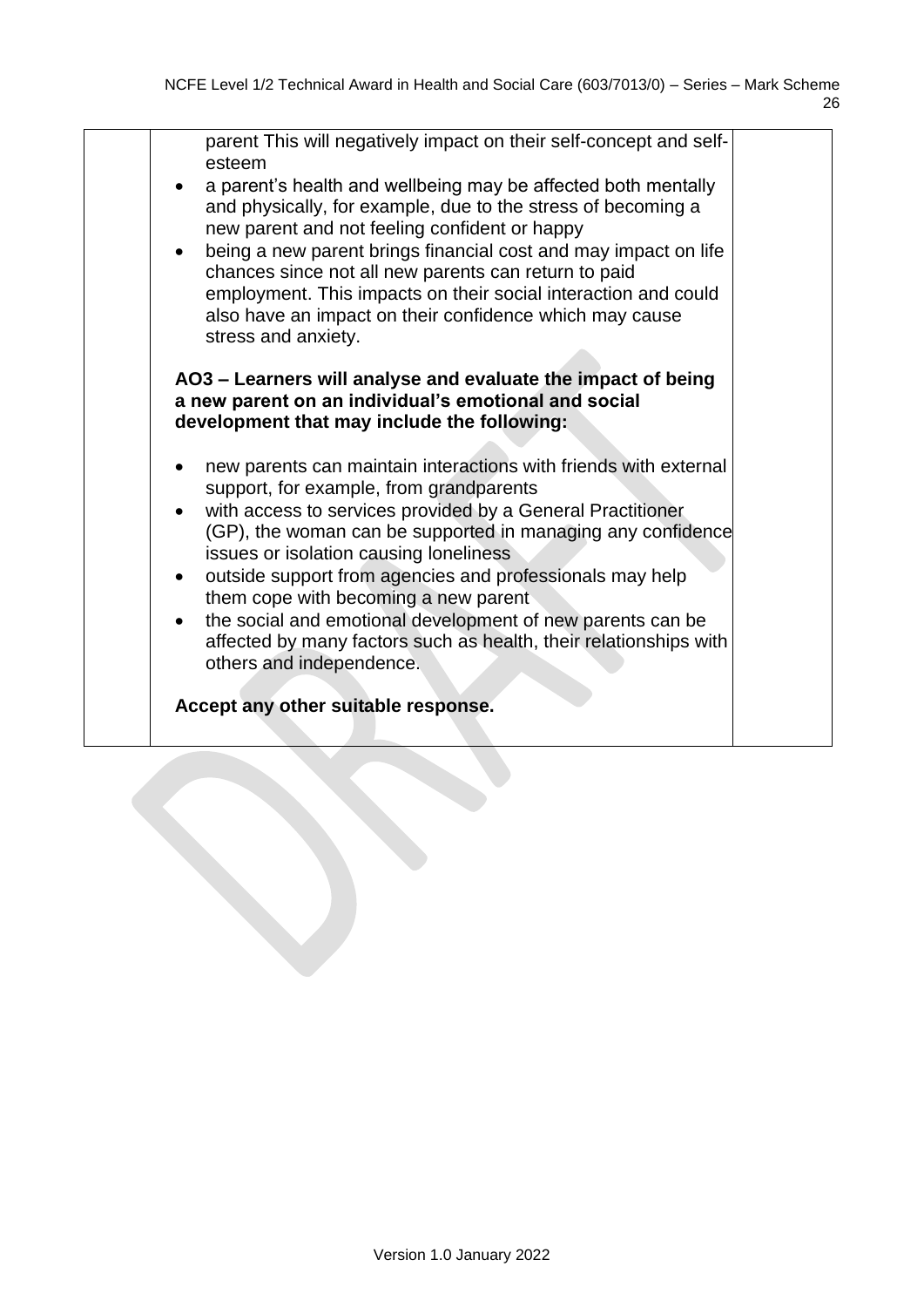| | | |
|---|---|---|
| | parent This will negatively impact on their self-concept and self-esteem<br>• a parent's health and wellbeing may be affected both mentally and physically, for example, due to the stress of becoming a new parent and not feeling confident or happy<br>• being a new parent brings financial cost and may impact on life chances since not all new parents can return to paid employment. This impacts on their social interaction and could also have an impact on their confidence which may cause stress and anxiety.<br><br>**AO3 – Learners will analyse and evaluate the impact of being a new parent on an individual's emotional and social development that may include the following:**<br><br>• new parents can maintain interactions with friends with external support, for example, from grandparents<br>• with access to services provided by a General Practitioner (GP), the woman can be supported in managing any confidence issues or isolation causing loneliness<br>• outside support from agencies and professionals may help them cope with becoming a new parent<br>• the social and emotional development of new parents can be affected by many factors such as health, their relationships with others and independence.<br><br>**Accept any other suitable response.** | |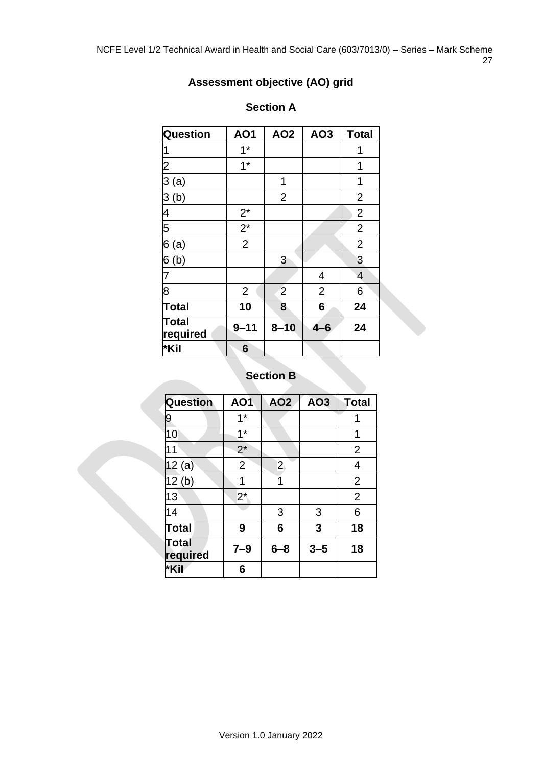## Assessment objective (AO) grid

### Section A

| Question | AO1 | AO2 | AO3 | Total |
|---|---|---|---|---|
| 1 | 1* | | | 1 |
| 2 | 1* | | | 1 |
| 3 (a) | | 1 | | 1 |
| 3 (b) | | 2 | | 2 |
| 4 | 2* | | | 2 |
| 5 | 2* | | | 2 |
| 6 (a) | 2 | | | 2 |
| 6 (b) | | 3 | | 3 |
| 7 | | | 4 | 4 |
| 8 | 2 | 2 | 2 | 6 |
| **Total** | **10** | **8** | **6** | **24** |
| **Total required** | **9–11** | **8–10** | **4–6** | **24** |
| ***Kil** | **6** | | | |

### Section B

| Question | AO1 | AO2 | AO3 | Total |
|---|---|---|---|---|
| 9 | 1* | | | 1 |
| 10 | 1* | | | 1 |
| 11 | 2* | | | 2 |
| 12 (a) | 2 | 2 | | 4 |
| 12 (b) | 1 | 1 | | 2 |
| 13 | 2* | | | 2 |
| 14 | | 3 | 3 | 6 |
| **Total** | **9** | **6** | **3** | **18** |
| **Total required** | **7–9** | **6–8** | **3–5** | **18** |
| ***Kil** | **6** | | | |

Version 1.0 January 2022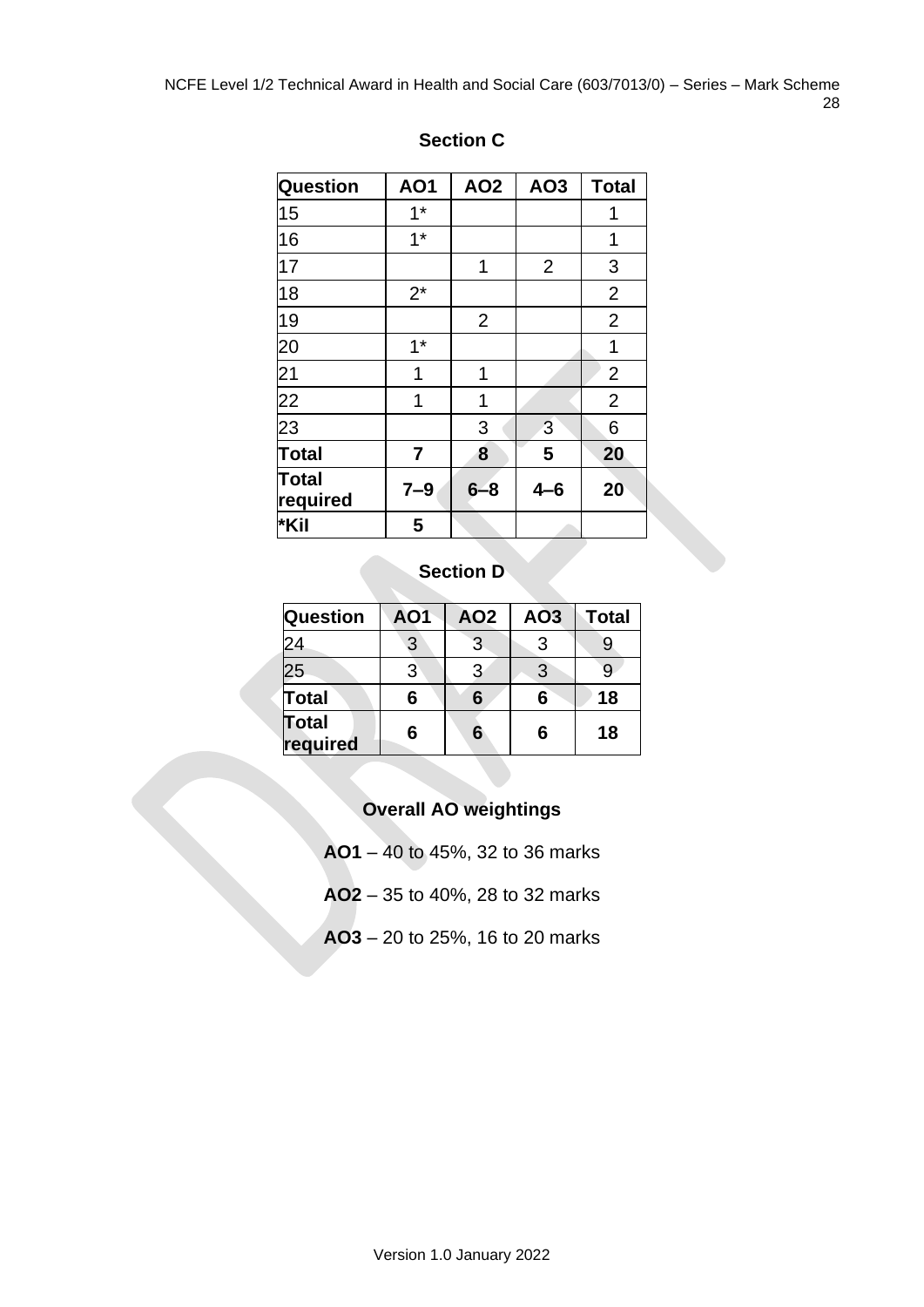## Section C

| Question | AO1 | AO2 | AO3 | Total |
|---|---|---|---|---|
| 15 | 1* | | | 1 |
| 16 | 1* | | | 1 |
| 17 | | 1 | 2 | 3 |
| 18 | 2* | | | 2 |
| 19 | | 2 | | 2 |
| 20 | 1* | | | 1 |
| 21 | 1 | 1 | | 2 |
| 22 | 1 | 1 | | 2 |
| 23 | | 3 | 3 | 6 |
| **Total** | **7** | **8** | **5** | **20** |
| **Total required** | **7–9** | **6–8** | **4–6** | **20** |
| ***Kil** | **5** | | | |

## Section D

| Question | AO1 | AO2 | AO3 | Total |
|---|---|---|---|---|
| 24 | 3 | 3 | 3 | 9 |
| 25 | 3 | 3 | 3 | 9 |
| **Total** | **6** | **6** | **6** | **18** |
| **Total required** | **6** | **6** | **6** | **18** |

## Overall AO weightings

**AO1** – 40 to 45%, 32 to 36 marks

**AO2** – 35 to 40%, 28 to 32 marks

**AO3** – 20 to 25%, 16 to 20 marks